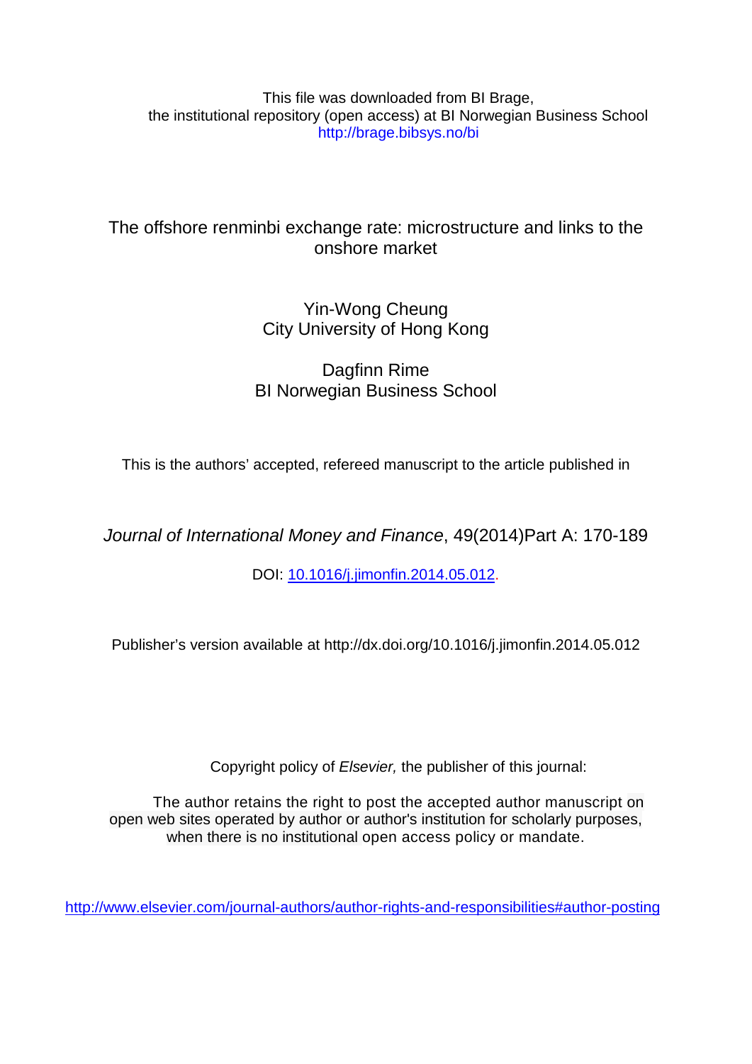This file was downloaded from BI Brage,
the institutional repository (open access) at BI Norwegian Business School
http://brage.bibsys.no/bi

# The offshore renminbi exchange rate: microstructure and links to the onshore market

Yin-Wong Cheung
City University of Hong Kong

Dagfinn Rime
BI Norwegian Business School

This is the authors' accepted, refereed manuscript to the article published in

*Journal of International Money and Finance*, 49(2014)Part A: 170-189

DOI: 10.1016/j.jimonfin.2014.05.012.

Publisher's version available at http://dx.doi.org/10.1016/j.jimonfin.2014.05.012

Copyright policy of *Elsevier,* the publisher of this journal:

The author retains the right to post the accepted author manuscript on open web sites operated by author or author's institution for scholarly purposes, when there is no institutional open access policy or mandate.

http://www.elsevier.com/journal-authors/author-rights-and-responsibilities#author-posting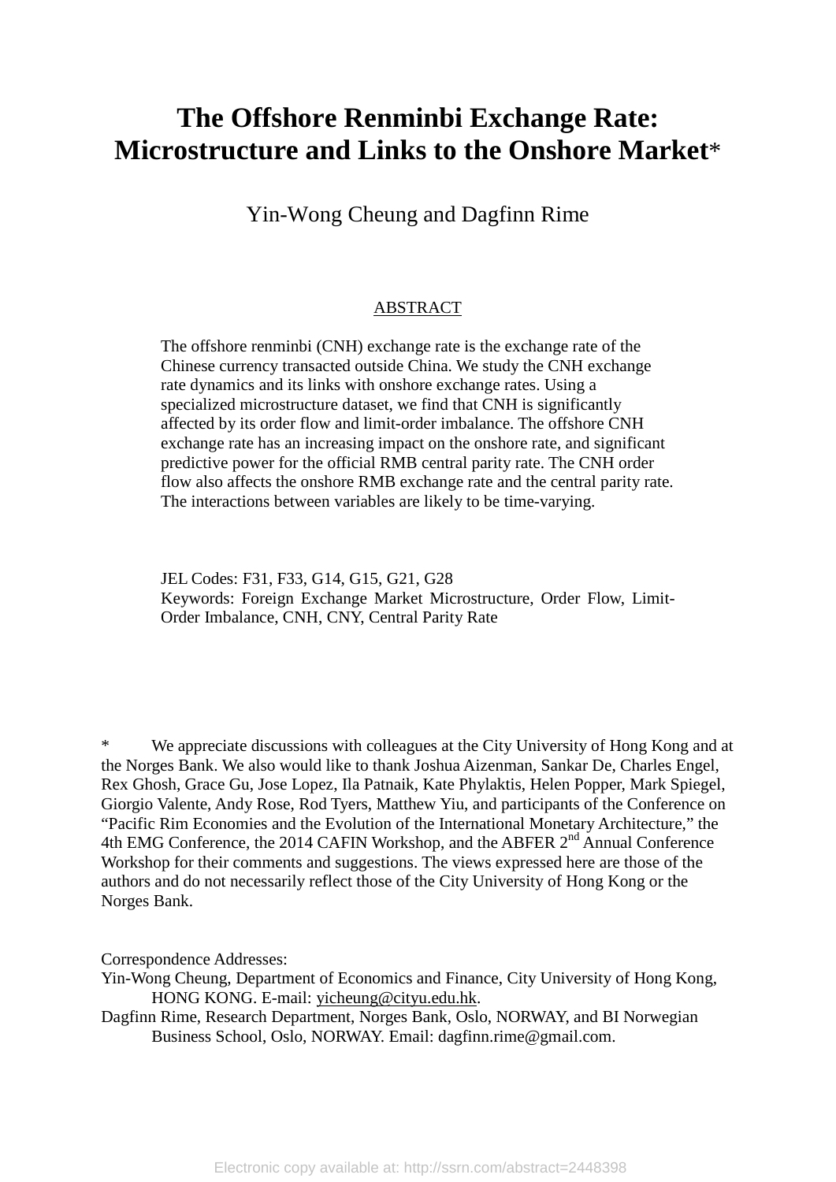# The Offshore Renminbi Exchange Rate: Microstructure and Links to the Onshore Market*

Yin-Wong Cheung and Dagfinn Rime

ABSTRACT

The offshore renminbi (CNH) exchange rate is the exchange rate of the Chinese currency transacted outside China. We study the CNH exchange rate dynamics and its links with onshore exchange rates. Using a specialized microstructure dataset, we find that CNH is significantly affected by its order flow and limit-order imbalance. The offshore CNH exchange rate has an increasing impact on the onshore rate, and significant predictive power for the official RMB central parity rate. The CNH order flow also affects the onshore RMB exchange rate and the central parity rate. The interactions between variables are likely to be time-varying.

JEL Codes: F31, F33, G14, G15, G21, G28

Keywords: Foreign Exchange Market Microstructure, Order Flow, Limit-Order Imbalance, CNH, CNY, Central Parity Rate

\* We appreciate discussions with colleagues at the City University of Hong Kong and at the Norges Bank. We also would like to thank Joshua Aizenman, Sankar De, Charles Engel, Rex Ghosh, Grace Gu, Jose Lopez, Ila Patnaik, Kate Phylaktis, Helen Popper, Mark Spiegel, Giorgio Valente, Andy Rose, Rod Tyers, Matthew Yiu, and participants of the Conference on "Pacific Rim Economies and the Evolution of the International Monetary Architecture," the 4th EMG Conference, the 2014 CAFIN Workshop, and the ABFER 2nd Annual Conference Workshop for their comments and suggestions. The views expressed here are those of the authors and do not necessarily reflect those of the City University of Hong Kong or the Norges Bank.

Correspondence Addresses:

Yin-Wong Cheung, Department of Economics and Finance, City University of Hong Kong, HONG KONG. E-mail: yicheung@cityu.edu.hk.

Dagfinn Rime, Research Department, Norges Bank, Oslo, NORWAY, and BI Norwegian Business School, Oslo, NORWAY. Email: dagfinn.rime@gmail.com.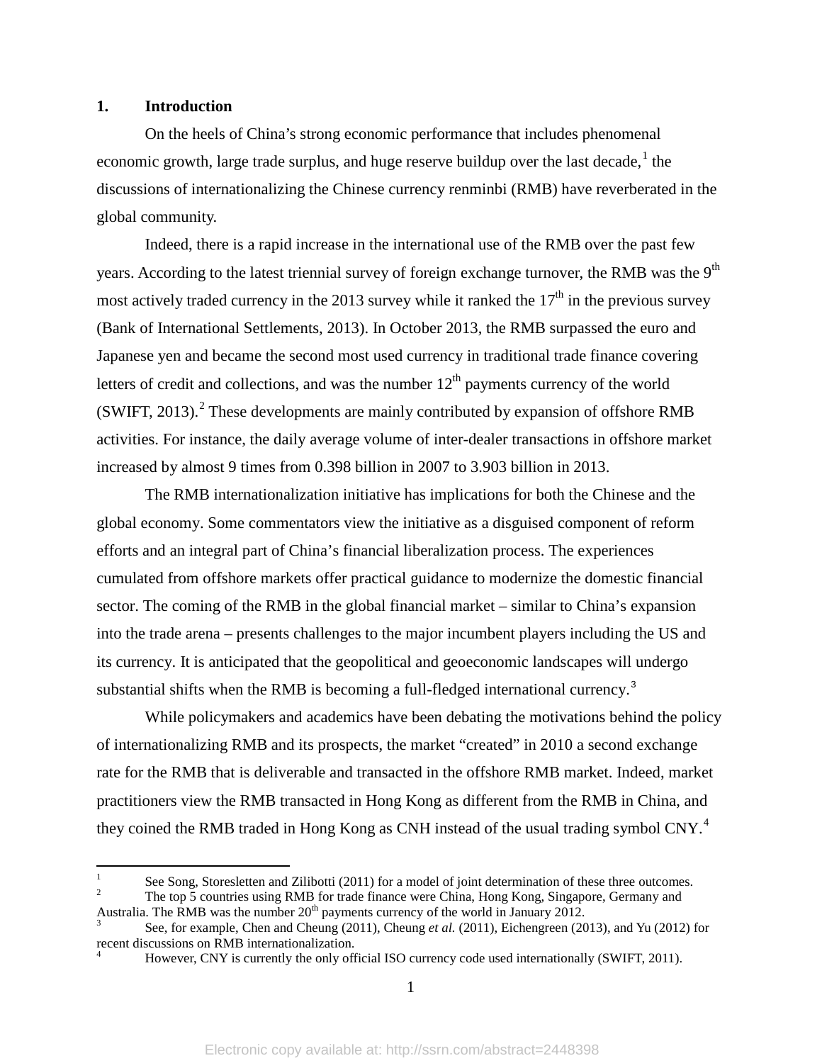## 1. Introduction

On the heels of China's strong economic performance that includes phenomenal economic growth, large trade surplus, and huge reserve buildup over the last decade,[1] the discussions of internationalizing the Chinese currency renminbi (RMB) have reverberated in the global community.

Indeed, there is a rapid increase in the international use of the RMB over the past few years. According to the latest triennial survey of foreign exchange turnover, the RMB was the 9th most actively traded currency in the 2013 survey while it ranked the 17th in the previous survey (Bank of International Settlements, 2013). In October 2013, the RMB surpassed the euro and Japanese yen and became the second most used currency in traditional trade finance covering letters of credit and collections, and was the number 12th payments currency of the world (SWIFT, 2013).[2] These developments are mainly contributed by expansion of offshore RMB activities. For instance, the daily average volume of inter-dealer transactions in offshore market increased by almost 9 times from 0.398 billion in 2007 to 3.903 billion in 2013.

The RMB internationalization initiative has implications for both the Chinese and the global economy. Some commentators view the initiative as a disguised component of reform efforts and an integral part of China's financial liberalization process. The experiences cumulated from offshore markets offer practical guidance to modernize the domestic financial sector. The coming of the RMB in the global financial market – similar to China's expansion into the trade arena – presents challenges to the major incumbent players including the US and its currency. It is anticipated that the geopolitical and geoeconomic landscapes will undergo substantial shifts when the RMB is becoming a full-fledged international currency.[3]

While policymakers and academics have been debating the motivations behind the policy of internationalizing RMB and its prospects, the market "created" in 2010 a second exchange rate for the RMB that is deliverable and transacted in the offshore RMB market. Indeed, market practitioners view the RMB transacted in Hong Kong as different from the RMB in China, and they coined the RMB traded in Hong Kong as CNH instead of the usual trading symbol CNY.[4]

---

[1] See Song, Storesletten and Zilibotti (2011) for a model of joint determination of these three outcomes.

[2] The top 5 countries using RMB for trade finance were China, Hong Kong, Singapore, Germany and Australia. The RMB was the number 20th payments currency of the world in January 2012.

[3] See, for example, Chen and Cheung (2011), Cheung *et al.* (2011), Eichengreen (2013), and Yu (2012) for recent discussions on RMB internationalization.

[4] However, CNY is currently the only official ISO currency code used internationally (SWIFT, 2011).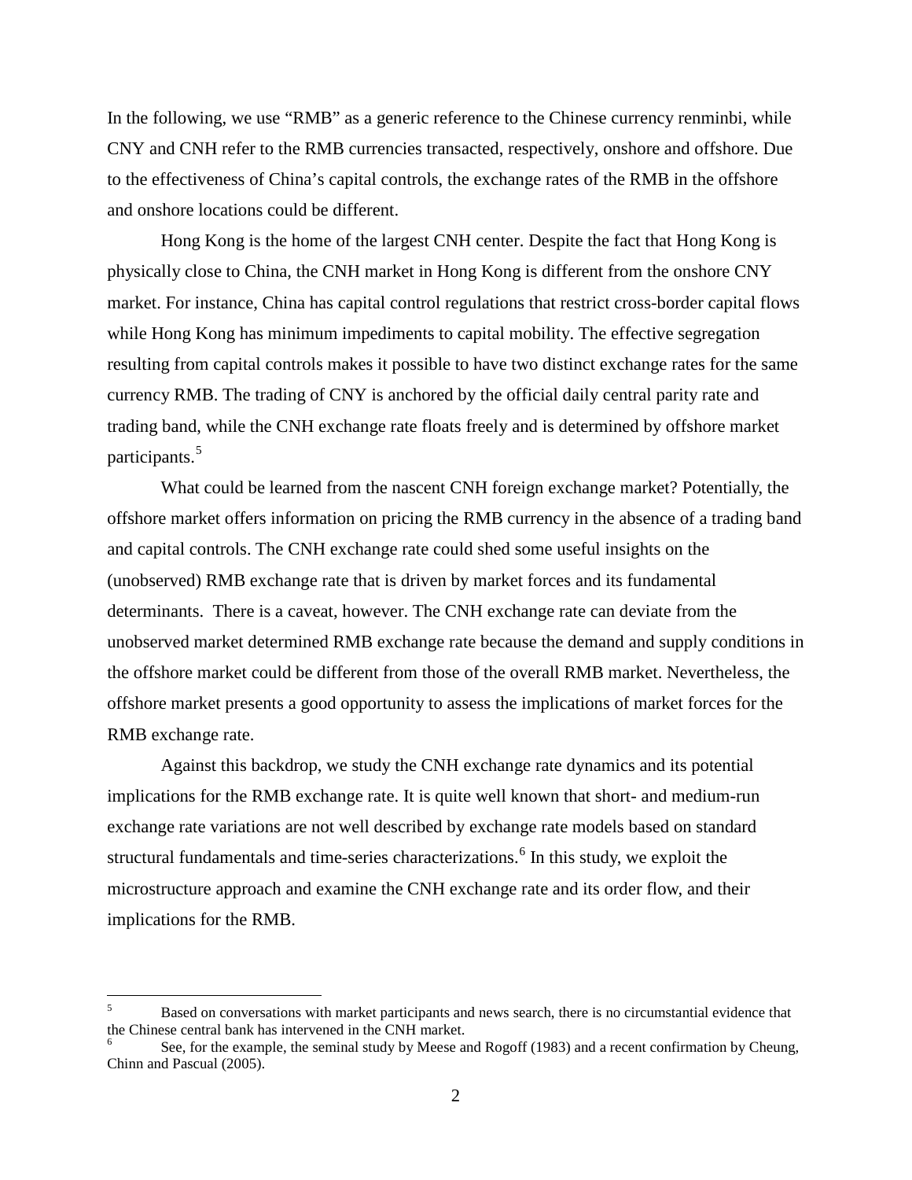In the following, we use "RMB" as a generic reference to the Chinese currency renminbi, while CNY and CNH refer to the RMB currencies transacted, respectively, onshore and offshore. Due to the effectiveness of China's capital controls, the exchange rates of the RMB in the offshore and onshore locations could be different.

Hong Kong is the home of the largest CNH center. Despite the fact that Hong Kong is physically close to China, the CNH market in Hong Kong is different from the onshore CNY market. For instance, China has capital control regulations that restrict cross-border capital flows while Hong Kong has minimum impediments to capital mobility. The effective segregation resulting from capital controls makes it possible to have two distinct exchange rates for the same currency RMB. The trading of CNY is anchored by the official daily central parity rate and trading band, while the CNH exchange rate floats freely and is determined by offshore market participants.[5]

What could be learned from the nascent CNH foreign exchange market? Potentially, the offshore market offers information on pricing the RMB currency in the absence of a trading band and capital controls. The CNH exchange rate could shed some useful insights on the (unobserved) RMB exchange rate that is driven by market forces and its fundamental determinants. There is a caveat, however. The CNH exchange rate can deviate from the unobserved market determined RMB exchange rate because the demand and supply conditions in the offshore market could be different from those of the overall RMB market. Nevertheless, the offshore market presents a good opportunity to assess the implications of market forces for the RMB exchange rate.

Against this backdrop, we study the CNH exchange rate dynamics and its potential implications for the RMB exchange rate. It is quite well known that short- and medium-run exchange rate variations are not well described by exchange rate models based on standard structural fundamentals and time-series characterizations.[6] In this study, we exploit the microstructure approach and examine the CNH exchange rate and its order flow, and their implications for the RMB.

---

[5] Based on conversations with market participants and news search, there is no circumstantial evidence that the Chinese central bank has intervened in the CNH market.

[6] See, for the example, the seminal study by Meese and Rogoff (1983) and a recent confirmation by Cheung, Chinn and Pascual (2005).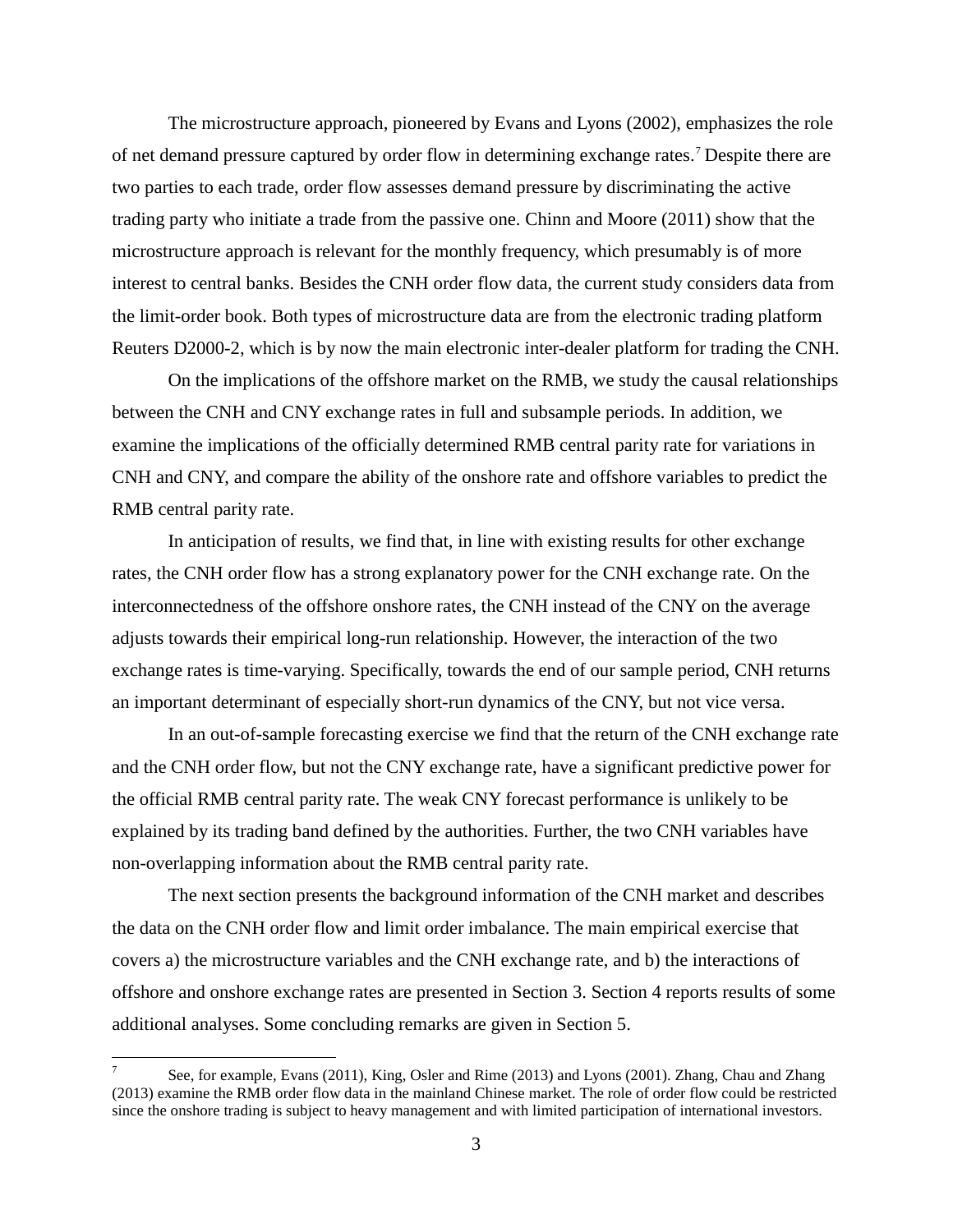The microstructure approach, pioneered by Evans and Lyons (2002), emphasizes the role of net demand pressure captured by order flow in determining exchange rates.[7] Despite there are two parties to each trade, order flow assesses demand pressure by discriminating the active trading party who initiate a trade from the passive one. Chinn and Moore (2011) show that the microstructure approach is relevant for the monthly frequency, which presumably is of more interest to central banks. Besides the CNH order flow data, the current study considers data from the limit-order book. Both types of microstructure data are from the electronic trading platform Reuters D2000-2, which is by now the main electronic inter-dealer platform for trading the CNH.

On the implications of the offshore market on the RMB, we study the causal relationships between the CNH and CNY exchange rates in full and subsample periods. In addition, we examine the implications of the officially determined RMB central parity rate for variations in CNH and CNY, and compare the ability of the onshore rate and offshore variables to predict the RMB central parity rate.

In anticipation of results, we find that, in line with existing results for other exchange rates, the CNH order flow has a strong explanatory power for the CNH exchange rate. On the interconnectedness of the offshore onshore rates, the CNH instead of the CNY on the average adjusts towards their empirical long-run relationship. However, the interaction of the two exchange rates is time-varying. Specifically, towards the end of our sample period, CNH returns an important determinant of especially short-run dynamics of the CNY, but not vice versa.

In an out-of-sample forecasting exercise we find that the return of the CNH exchange rate and the CNH order flow, but not the CNY exchange rate, have a significant predictive power for the official RMB central parity rate. The weak CNY forecast performance is unlikely to be explained by its trading band defined by the authorities. Further, the two CNH variables have non-overlapping information about the RMB central parity rate.

The next section presents the background information of the CNH market and describes the data on the CNH order flow and limit order imbalance. The main empirical exercise that covers a) the microstructure variables and the CNH exchange rate, and b) the interactions of offshore and onshore exchange rates are presented in Section 3. Section 4 reports results of some additional analyses. Some concluding remarks are given in Section 5.

---

[7] See, for example, Evans (2011), King, Osler and Rime (2013) and Lyons (2001). Zhang, Chau and Zhang (2013) examine the RMB order flow data in the mainland Chinese market. The role of order flow could be restricted since the onshore trading is subject to heavy management and with limited participation of international investors.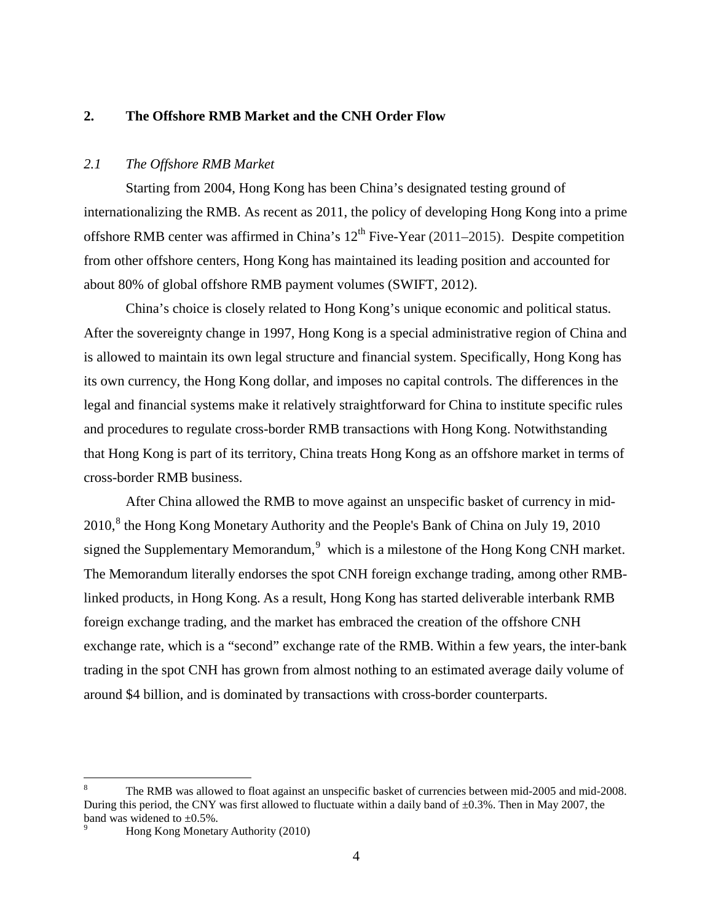## 2. The Offshore RMB Market and the CNH Order Flow

### *2.1 The Offshore RMB Market*

Starting from 2004, Hong Kong has been China's designated testing ground of internationalizing the RMB. As recent as 2011, the policy of developing Hong Kong into a prime offshore RMB center was affirmed in China's 12th Five-Year (2011–2015). Despite competition from other offshore centers, Hong Kong has maintained its leading position and accounted for about 80% of global offshore RMB payment volumes (SWIFT, 2012).

China's choice is closely related to Hong Kong's unique economic and political status. After the sovereignty change in 1997, Hong Kong is a special administrative region of China and is allowed to maintain its own legal structure and financial system. Specifically, Hong Kong has its own currency, the Hong Kong dollar, and imposes no capital controls. The differences in the legal and financial systems make it relatively straightforward for China to institute specific rules and procedures to regulate cross-border RMB transactions with Hong Kong. Notwithstanding that Hong Kong is part of its territory, China treats Hong Kong as an offshore market in terms of cross-border RMB business.

After China allowed the RMB to move against an unspecific basket of currency in mid-2010,[8] the Hong Kong Monetary Authority and the People's Bank of China on July 19, 2010 signed the Supplementary Memorandum,[9] which is a milestone of the Hong Kong CNH market. The Memorandum literally endorses the spot CNH foreign exchange trading, among other RMB-linked products, in Hong Kong. As a result, Hong Kong has started deliverable interbank RMB foreign exchange trading, and the market has embraced the creation of the offshore CNH exchange rate, which is a "second" exchange rate of the RMB. Within a few years, the inter-bank trading in the spot CNH has grown from almost nothing to an estimated average daily volume of around $4 billion, and is dominated by transactions with cross-border counterparts.

---

[8] The RMB was allowed to float against an unspecific basket of currencies between mid-2005 and mid-2008. During this period, the CNY was first allowed to fluctuate within a daily band of ±0.3%. Then in May 2007, the band was widened to ±0.5%.

[9] Hong Kong Monetary Authority (2010)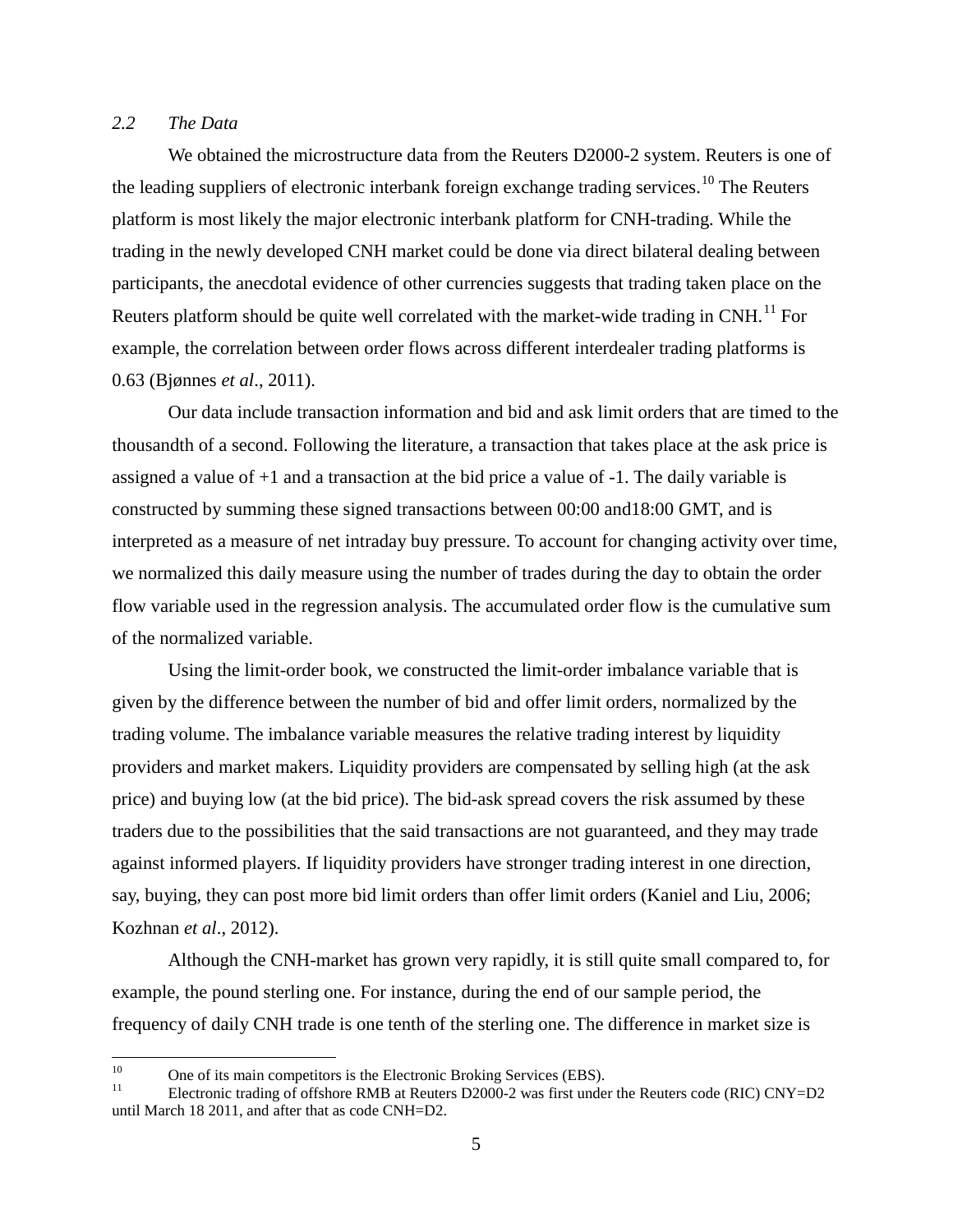### *2.2 The Data*

We obtained the microstructure data from the Reuters D2000-2 system. Reuters is one of the leading suppliers of electronic interbank foreign exchange trading services.[10] The Reuters platform is most likely the major electronic interbank platform for CNH-trading. While the trading in the newly developed CNH market could be done via direct bilateral dealing between participants, the anecdotal evidence of other currencies suggests that trading taken place on the Reuters platform should be quite well correlated with the market-wide trading in CNH.[11] For example, the correlation between order flows across different interdealer trading platforms is 0.63 (Bjønnes *et al*., 2011).

Our data include transaction information and bid and ask limit orders that are timed to the thousandth of a second. Following the literature, a transaction that takes place at the ask price is assigned a value of +1 and a transaction at the bid price a value of -1. The daily variable is constructed by summing these signed transactions between 00:00 and18:00 GMT, and is interpreted as a measure of net intraday buy pressure. To account for changing activity over time, we normalized this daily measure using the number of trades during the day to obtain the order flow variable used in the regression analysis. The accumulated order flow is the cumulative sum of the normalized variable.

Using the limit-order book, we constructed the limit-order imbalance variable that is given by the difference between the number of bid and offer limit orders, normalized by the trading volume. The imbalance variable measures the relative trading interest by liquidity providers and market makers. Liquidity providers are compensated by selling high (at the ask price) and buying low (at the bid price). The bid-ask spread covers the risk assumed by these traders due to the possibilities that the said transactions are not guaranteed, and they may trade against informed players. If liquidity providers have stronger trading interest in one direction, say, buying, they can post more bid limit orders than offer limit orders (Kaniel and Liu, 2006; Kozhnan *et al*., 2012).

Although the CNH-market has grown very rapidly, it is still quite small compared to, for example, the pound sterling one. For instance, during the end of our sample period, the frequency of daily CNH trade is one tenth of the sterling one. The difference in market size is

---

[10] One of its main competitors is the Electronic Broking Services (EBS).

[11] Electronic trading of offshore RMB at Reuters D2000-2 was first under the Reuters code (RIC) CNY=D2 until March 18 2011, and after that as code CNH=D2.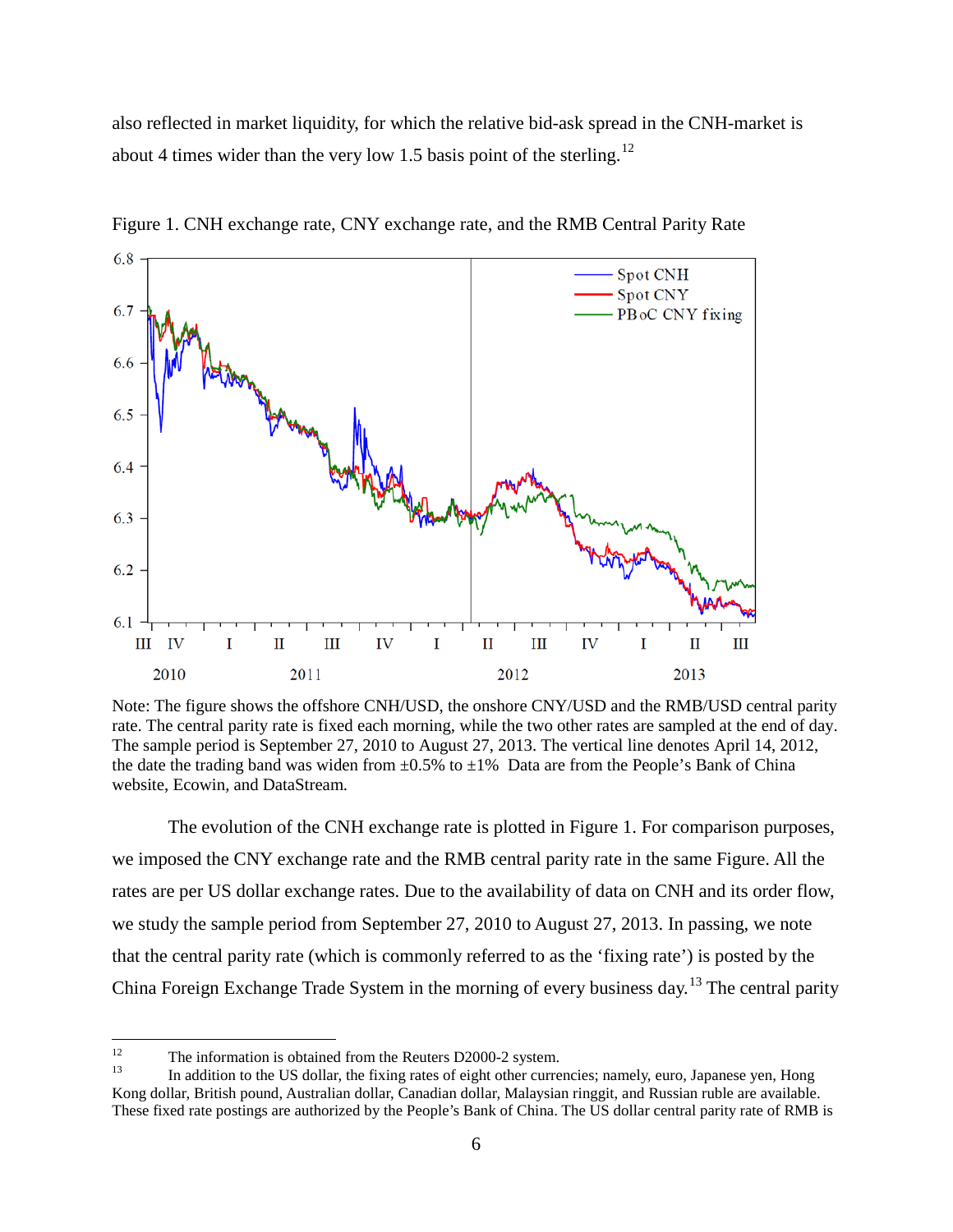also reflected in market liquidity, for which the relative bid-ask spread in the CNH-market is about 4 times wider than the very low 1.5 basis point of the sterling.[12]

Figure 1. CNH exchange rate, CNY exchange rate, and the RMB Central Parity Rate

Note: The figure shows the offshore CNH/USD, the onshore CNY/USD and the RMB/USD central parity rate. The central parity rate is fixed each morning, while the two other rates are sampled at the end of day. The sample period is September 27, 2010 to August 27, 2013. The vertical line denotes April 14, 2012, the date the trading band was widen from ±0.5% to ±1%  Data are from the People's Bank of China website, Ecowin, and DataStream.

The evolution of the CNH exchange rate is plotted in Figure 1. For comparison purposes, we imposed the CNY exchange rate and the RMB central parity rate in the same Figure. All the rates are per US dollar exchange rates. Due to the availability of data on CNH and its order flow, we study the sample period from September 27, 2010 to August 27, 2013. In passing, we note that the central parity rate (which is commonly referred to as the 'fixing rate') is posted by the China Foreign Exchange Trade System in the morning of every business day.[13] The central parity

---

[12] The information is obtained from the Reuters D2000-2 system.

[13] In addition to the US dollar, the fixing rates of eight other currencies; namely, euro, Japanese yen, Hong Kong dollar, British pound, Australian dollar, Canadian dollar, Malaysian ringgit, and Russian ruble are available. These fixed rate postings are authorized by the People's Bank of China. The US dollar central parity rate of RMB is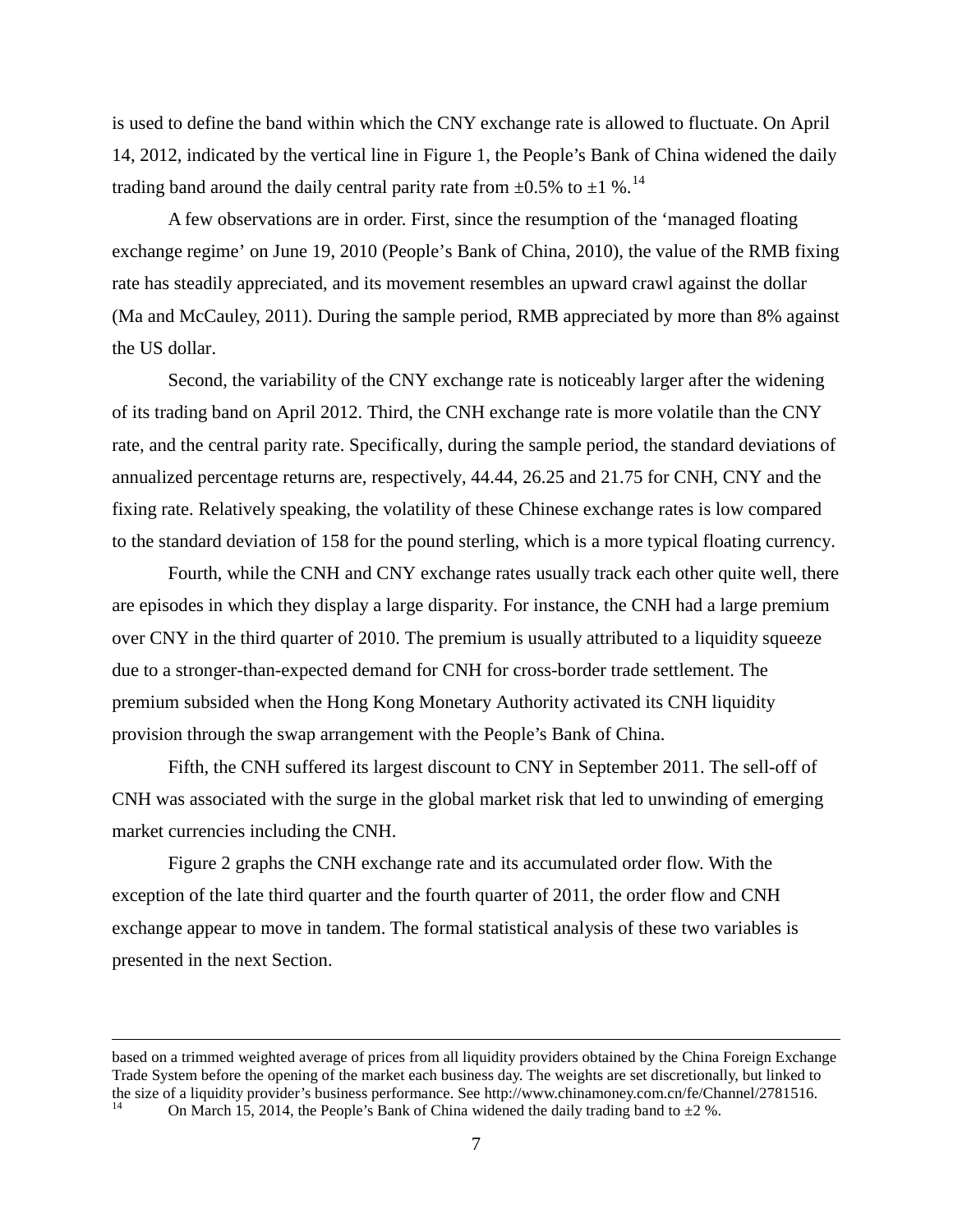is used to define the band within which the CNY exchange rate is allowed to fluctuate. On April 14, 2012, indicated by the vertical line in Figure 1, the People's Bank of China widened the daily trading band around the daily central parity rate from ±0.5% to ±1 %.[14]

A few observations are in order. First, since the resumption of the 'managed floating exchange regime' on June 19, 2010 (People's Bank of China, 2010), the value of the RMB fixing rate has steadily appreciated, and its movement resembles an upward crawl against the dollar (Ma and McCauley, 2011). During the sample period, RMB appreciated by more than 8% against the US dollar.

Second, the variability of the CNY exchange rate is noticeably larger after the widening of its trading band on April 2012. Third, the CNH exchange rate is more volatile than the CNY rate, and the central parity rate. Specifically, during the sample period, the standard deviations of annualized percentage returns are, respectively, 44.44, 26.25 and 21.75 for CNH, CNY and the fixing rate. Relatively speaking, the volatility of these Chinese exchange rates is low compared to the standard deviation of 158 for the pound sterling, which is a more typical floating currency.

Fourth, while the CNH and CNY exchange rates usually track each other quite well, there are episodes in which they display a large disparity. For instance, the CNH had a large premium over CNY in the third quarter of 2010. The premium is usually attributed to a liquidity squeeze due to a stronger-than-expected demand for CNH for cross-border trade settlement. The premium subsided when the Hong Kong Monetary Authority activated its CNH liquidity provision through the swap arrangement with the People's Bank of China.

Fifth, the CNH suffered its largest discount to CNY in September 2011. The sell-off of CNH was associated with the surge in the global market risk that led to unwinding of emerging market currencies including the CNH.

Figure 2 graphs the CNH exchange rate and its accumulated order flow. With the exception of the late third quarter and the fourth quarter of 2011, the order flow and CNH exchange appear to move in tandem. The formal statistical analysis of these two variables is presented in the next Section.

---

based on a trimmed weighted average of prices from all liquidity providers obtained by the China Foreign Exchange Trade System before the opening of the market each business day. The weights are set discretionally, but linked to the size of a liquidity provider's business performance. See http://www.chinamoney.com.cn/fe/Channel/2781516.

[14] On March 15, 2014, the People's Bank of China widened the daily trading band to ±2 %.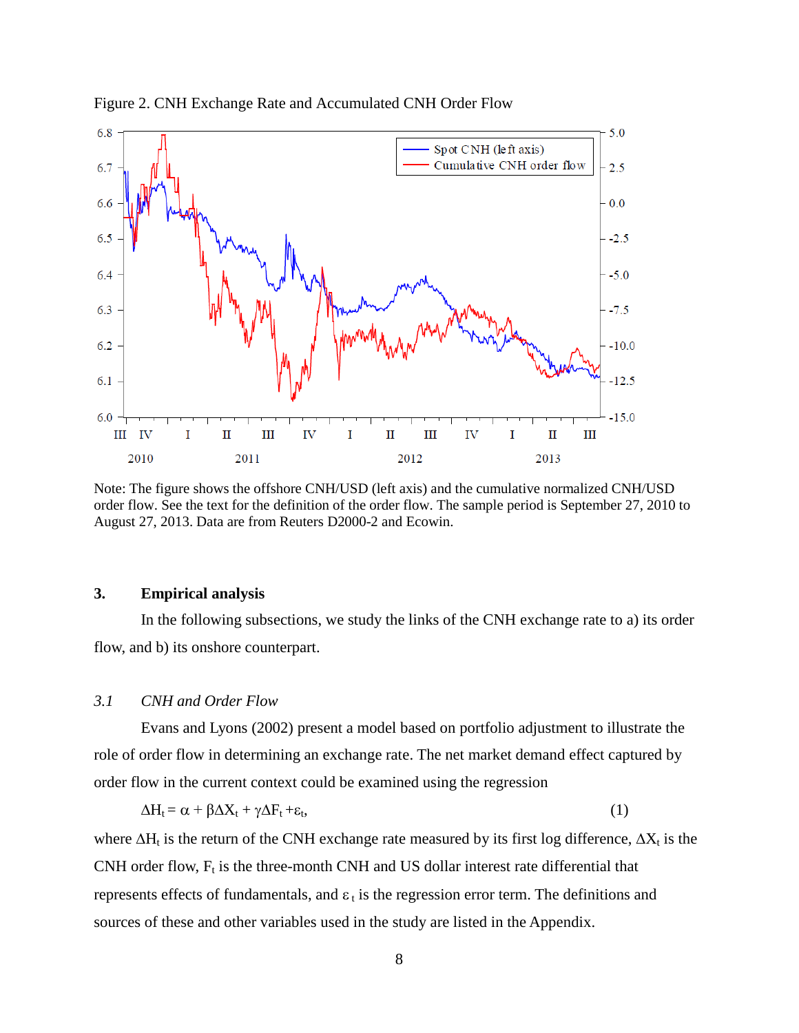Figure 2. CNH Exchange Rate and Accumulated CNH Order Flow

Note: The figure shows the offshore CNH/USD (left axis) and the cumulative normalized CNH/USD order flow. See the text for the definition of the order flow. The sample period is September 27, 2010 to August 27, 2013. Data are from Reuters D2000-2 and Ecowin.

## 3. Empirical analysis

In the following subsections, we study the links of the CNH exchange rate to a) its order flow, and b) its onshore counterpart.

### *3.1 CNH and Order Flow*

Evans and Lyons (2002) present a model based on portfolio adjustment to illustrate the role of order flow in determining an exchange rate. The net market demand effect captured by order flow in the current context could be examined using the regression

$$\Delta H_t = \alpha + \beta \Delta X_t + \gamma \Delta F_t + \varepsilon_t, \tag{1}$$

where $\Delta H_t$ is the return of the CNH exchange rate measured by its first log difference, $\Delta X_t$ is the CNH order flow, $F_t$ is the three-month CNH and US dollar interest rate differential that represents effects of fundamentals, and $\varepsilon_t$ is the regression error term. The definitions and sources of these and other variables used in the study are listed in the Appendix.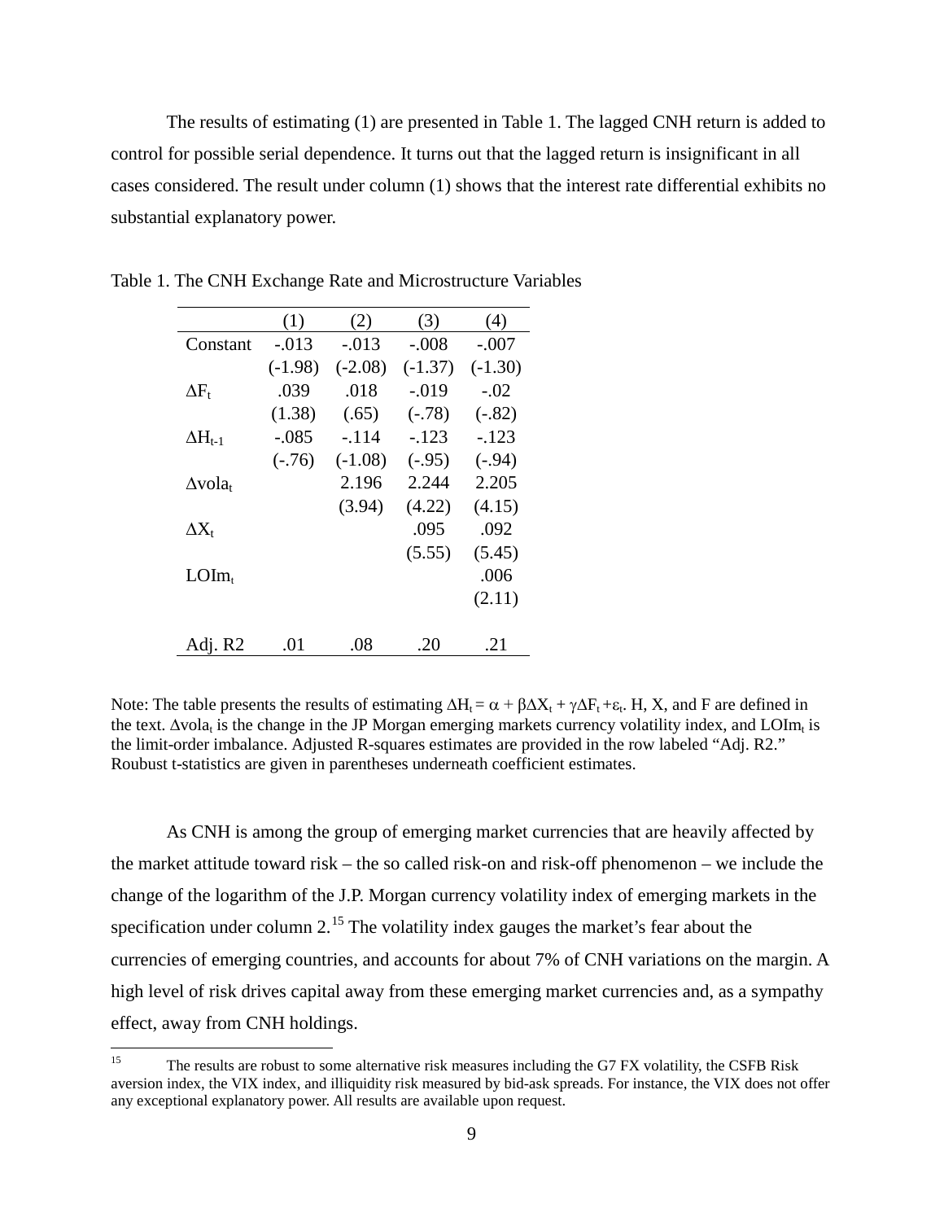The results of estimating (1) are presented in Table 1. The lagged CNH return is added to control for possible serial dependence. It turns out that the lagged return is insignificant in all cases considered. The result under column (1) shows that the interest rate differential exhibits no substantial explanatory power.

Table 1. The CNH Exchange Rate and Microstructure Variables

| | (1) | (2) | (3) | (4) |
|---|---|---|---|---|
| Constant | -.013 | -.013 | -.008 | -.007 |
| | (-1.98) | (-2.08) | (-1.37) | (-1.30) |
| $\Delta F_t$ | .039 | .018 | -.019 | -.02 |
| | (1.38) | (.65) | (-.78) | (-.82) |
| $\Delta H_{t-1}$ | -.085 | -.114 | -.123 | -.123 |
| | (-.76) | (-1.08) | (-.95) | (-.94) |
| $\Delta vola_t$ | | 2.196 | 2.244 | 2.205 |
| | | (3.94) | (4.22) | (4.15) |
| $\Delta X_t$ | | | .095 | .092 |
| | | | (5.55) | (5.45) |
| $LOIm_t$ | | | | .006 |
| | | | | (2.11) |
| Adj. R2 | .01 | .08 | .20 | .21 |

Note: The table presents the results of estimating $\Delta H_t = \alpha + \beta \Delta X_t + \gamma \Delta F_t + \varepsilon_t$. H, X, and F are defined in the text. $\Delta vola_t$ is the change in the JP Morgan emerging markets currency volatility index, and $LOIm_t$ is the limit-order imbalance. Adjusted R-squares estimates are provided in the row labeled "Adj. R2." Roubust t-statistics are given in parentheses underneath coefficient estimates.

As CNH is among the group of emerging market currencies that are heavily affected by the market attitude toward risk – the so called risk-on and risk-off phenomenon – we include the change of the logarithm of the J.P. Morgan currency volatility index of emerging markets in the specification under column 2.[15] The volatility index gauges the market's fear about the currencies of emerging countries, and accounts for about 7% of CNH variations on the margin. A high level of risk drives capital away from these emerging market currencies and, as a sympathy effect, away from CNH holdings.

[15] The results are robust to some alternative risk measures including the G7 FX volatility, the CSFB Risk aversion index, the VIX index, and illiquidity risk measured by bid-ask spreads. For instance, the VIX does not offer any exceptional explanatory power. All results are available upon request.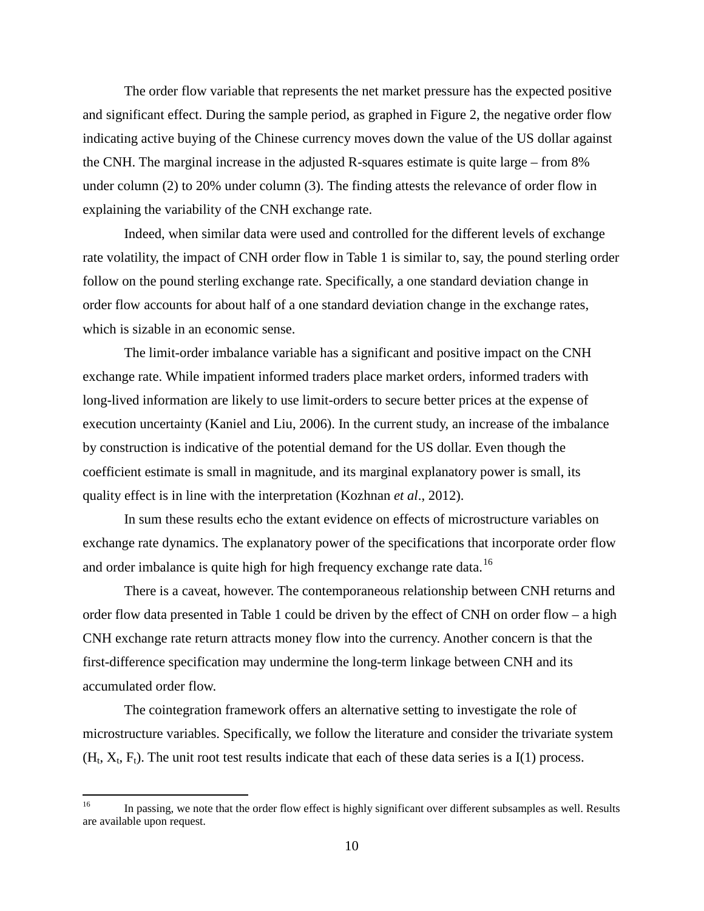The order flow variable that represents the net market pressure has the expected positive and significant effect. During the sample period, as graphed in Figure 2, the negative order flow indicating active buying of the Chinese currency moves down the value of the US dollar against the CNH. The marginal increase in the adjusted R-squares estimate is quite large – from 8% under column (2) to 20% under column (3). The finding attests the relevance of order flow in explaining the variability of the CNH exchange rate.

Indeed, when similar data were used and controlled for the different levels of exchange rate volatility, the impact of CNH order flow in Table 1 is similar to, say, the pound sterling order follow on the pound sterling exchange rate. Specifically, a one standard deviation change in order flow accounts for about half of a one standard deviation change in the exchange rates, which is sizable in an economic sense.

The limit-order imbalance variable has a significant and positive impact on the CNH exchange rate. While impatient informed traders place market orders, informed traders with long-lived information are likely to use limit-orders to secure better prices at the expense of execution uncertainty (Kaniel and Liu, 2006). In the current study, an increase of the imbalance by construction is indicative of the potential demand for the US dollar. Even though the coefficient estimate is small in magnitude, and its marginal explanatory power is small, its quality effect is in line with the interpretation (Kozhnan *et al*., 2012).

In sum these results echo the extant evidence on effects of microstructure variables on exchange rate dynamics. The explanatory power of the specifications that incorporate order flow and order imbalance is quite high for high frequency exchange rate data.[16]

There is a caveat, however. The contemporaneous relationship between CNH returns and order flow data presented in Table 1 could be driven by the effect of CNH on order flow – a high CNH exchange rate return attracts money flow into the currency. Another concern is that the first-difference specification may undermine the long-term linkage between CNH and its accumulated order flow.

The cointegration framework offers an alternative setting to investigate the role of microstructure variables. Specifically, we follow the literature and consider the trivariate system ($H_t$, $X_t$, $F_t$). The unit root test results indicate that each of these data series is a I(1) process.

---

[16] In passing, we note that the order flow effect is highly significant over different subsamples as well. Results are available upon request.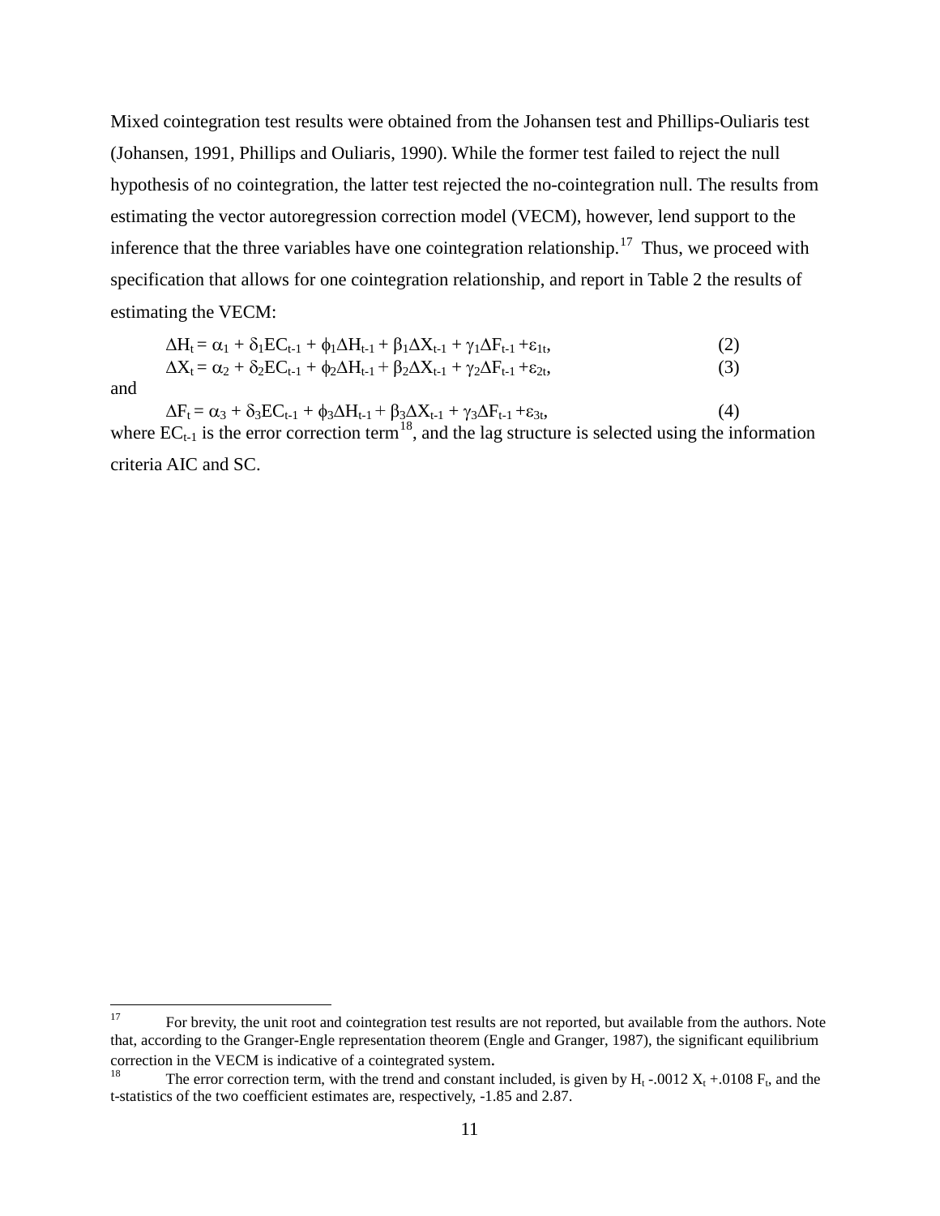Mixed cointegration test results were obtained from the Johansen test and Phillips-Ouliaris test (Johansen, 1991, Phillips and Ouliaris, 1990). While the former test failed to reject the null hypothesis of no cointegration, the latter test rejected the no-cointegration null. The results from estimating the vector autoregression correction model (VECM), however, lend support to the inference that the three variables have one cointegration relationship.[17] Thus, we proceed with specification that allows for one cointegration relationship, and report in Table 2 the results of estimating the VECM:

$$\Delta H_t = \alpha_1 + \delta_1 EC_{t-1} + \phi_1 \Delta H_{t-1} + \beta_1 \Delta X_{t-1} + \gamma_1 \Delta F_{t-1} + \varepsilon_{1t}, \tag{2}$$

$$\Delta X_t = \alpha_2 + \delta_2 EC_{t-1} + \phi_2 \Delta H_{t-1} + \beta_2 \Delta X_{t-1} + \gamma_2 \Delta F_{t-1} + \varepsilon_{2t}, \tag{3}$$

and

$$\Delta F_t = \alpha_3 + \delta_3 EC_{t-1} + \phi_3 \Delta H_{t-1} + \beta_3 \Delta X_{t-1} + \gamma_3 \Delta F_{t-1} + \varepsilon_{3t}, \tag{4}$$

where $EC_{t-1}$ is the error correction term[18], and the lag structure is selected using the information criteria AIC and SC.

---

[17] For brevity, the unit root and cointegration test results are not reported, but available from the authors. Note that, according to the Granger-Engle representation theorem (Engle and Granger, 1987), the significant equilibrium correction in the VECM is indicative of a cointegrated system.

[18] The error correction term, with the trend and constant included, is given by $H_t - .0012\, X_t + .0108\, F_t$, and the t-statistics of the two coefficient estimates are, respectively, -1.85 and 2.87.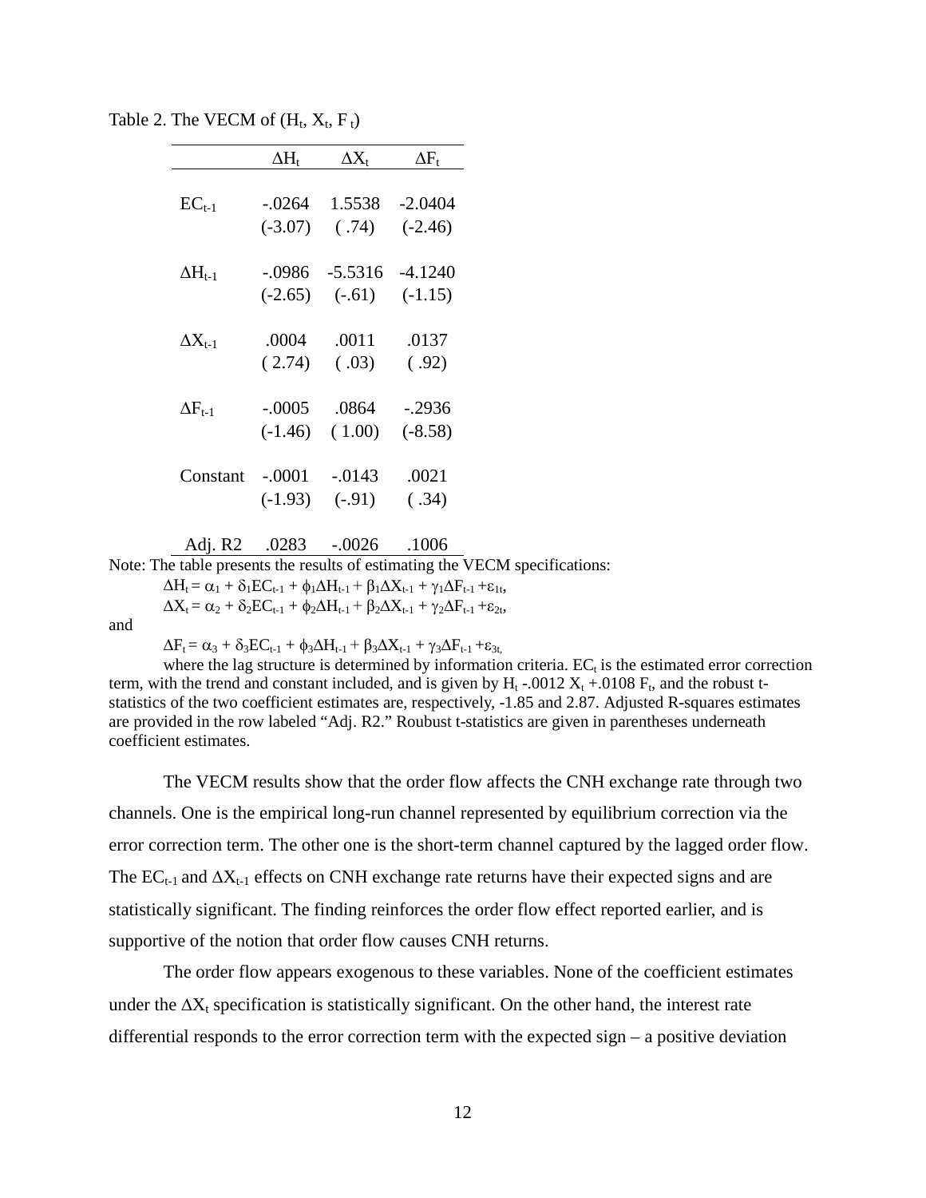Table 2. The VECM of ($H_t$, $X_t$, $F_t$)

| | $\Delta H_t$ | $\Delta X_t$ | $\Delta F_t$ |
|---|---|---|---|
| $EC_{t-1}$ | -.0264 | 1.5538 | -2.0404 |
| | (-3.07) | ( .74) | (-2.46) |
| $\Delta H_{t-1}$ | -.0986 | -5.5316 | -4.1240 |
| | (-2.65) | (-.61) | (-1.15) |
| $\Delta X_{t-1}$ | .0004 | .0011 | .0137 |
| | ( 2.74) | ( .03) | ( .92) |
| $\Delta F_{t-1}$ | -.0005 | .0864 | -.2936 |
| | (-1.46) | ( 1.00) | (-8.58) |
| Constant | -.0001 | -.0143 | .0021 |
| | (-1.93) | (-.91) | ( .34) |
| Adj. R2 | .0283 | -.0026 | .1006 |

Note: The table presents the results of estimating the VECM specifications:

$$\Delta H_t = \alpha_1 + \delta_1 EC_{t-1} + \phi_1 \Delta H_{t-1} + \beta_1 \Delta X_{t-1} + \gamma_1 \Delta F_{t-1} + \varepsilon_{1t},$$
$$\Delta X_t = \alpha_2 + \delta_2 EC_{t-1} + \phi_2 \Delta H_{t-1} + \beta_2 \Delta X_{t-1} + \gamma_2 \Delta F_{t-1} + \varepsilon_{2t},$$

and

$$\Delta F_t = \alpha_3 + \delta_3 EC_{t-1} + \phi_3 \Delta H_{t-1} + \beta_3 \Delta X_{t-1} + \gamma_3 \Delta F_{t-1} + \varepsilon_{3t,}$$

where the lag structure is determined by information criteria. $EC_t$ is the estimated error correction term, with the trend and constant included, and is given by $H_t$ -.0012 $X_t$ +.0108 $F_t$, and the robust t-statistics of the two coefficient estimates are, respectively, -1.85 and 2.87. Adjusted R-squares estimates are provided in the row labeled "Adj. R2." Roubust t-statistics are given in parentheses underneath coefficient estimates.

The VECM results show that the order flow affects the CNH exchange rate through two channels. One is the empirical long-run channel represented by equilibrium correction via the error correction term. The other one is the short-term channel captured by the lagged order flow. The $EC_{t-1}$ and $\Delta X_{t-1}$ effects on CNH exchange rate returns have their expected signs and are statistically significant. The finding reinforces the order flow effect reported earlier, and is supportive of the notion that order flow causes CNH returns.

The order flow appears exogenous to these variables. None of the coefficient estimates under the $\Delta X_t$ specification is statistically significant. On the other hand, the interest rate differential responds to the error correction term with the expected sign – a positive deviation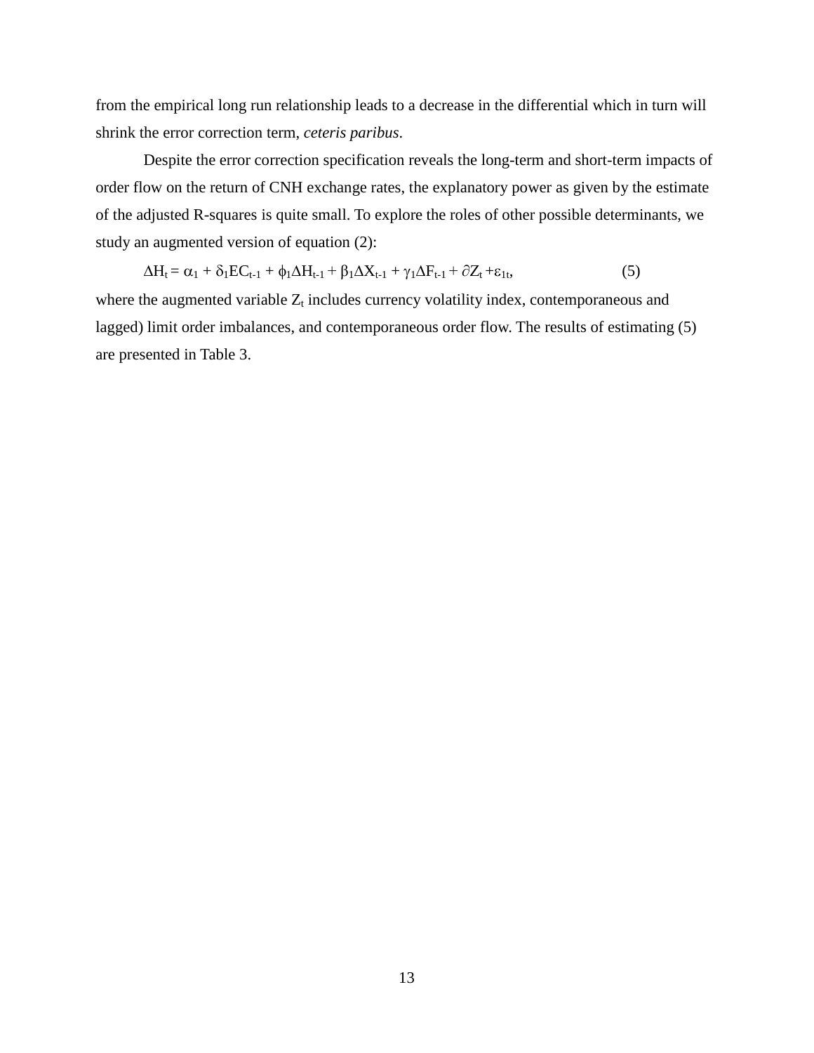from the empirical long run relationship leads to a decrease in the differential which in turn will shrink the error correction term, *ceteris paribus*.

Despite the error correction specification reveals the long-term and short-term impacts of order flow on the return of CNH exchange rates, the explanatory power as given by the estimate of the adjusted R-squares is quite small. To explore the roles of other possible determinants, we study an augmented version of equation (2):

$$\Delta H_t = \alpha_1 + \delta_1 EC_{t-1} + \phi_1 \Delta H_{t-1} + \beta_1 \Delta X_{t-1} + \gamma_1 \Delta F_{t-1} + \partial Z_t + \varepsilon_{1t}, \tag{5}$$

where the augmented variable $Z_t$ includes currency volatility index, contemporaneous and lagged) limit order imbalances, and contemporaneous order flow. The results of estimating (5) are presented in Table 3.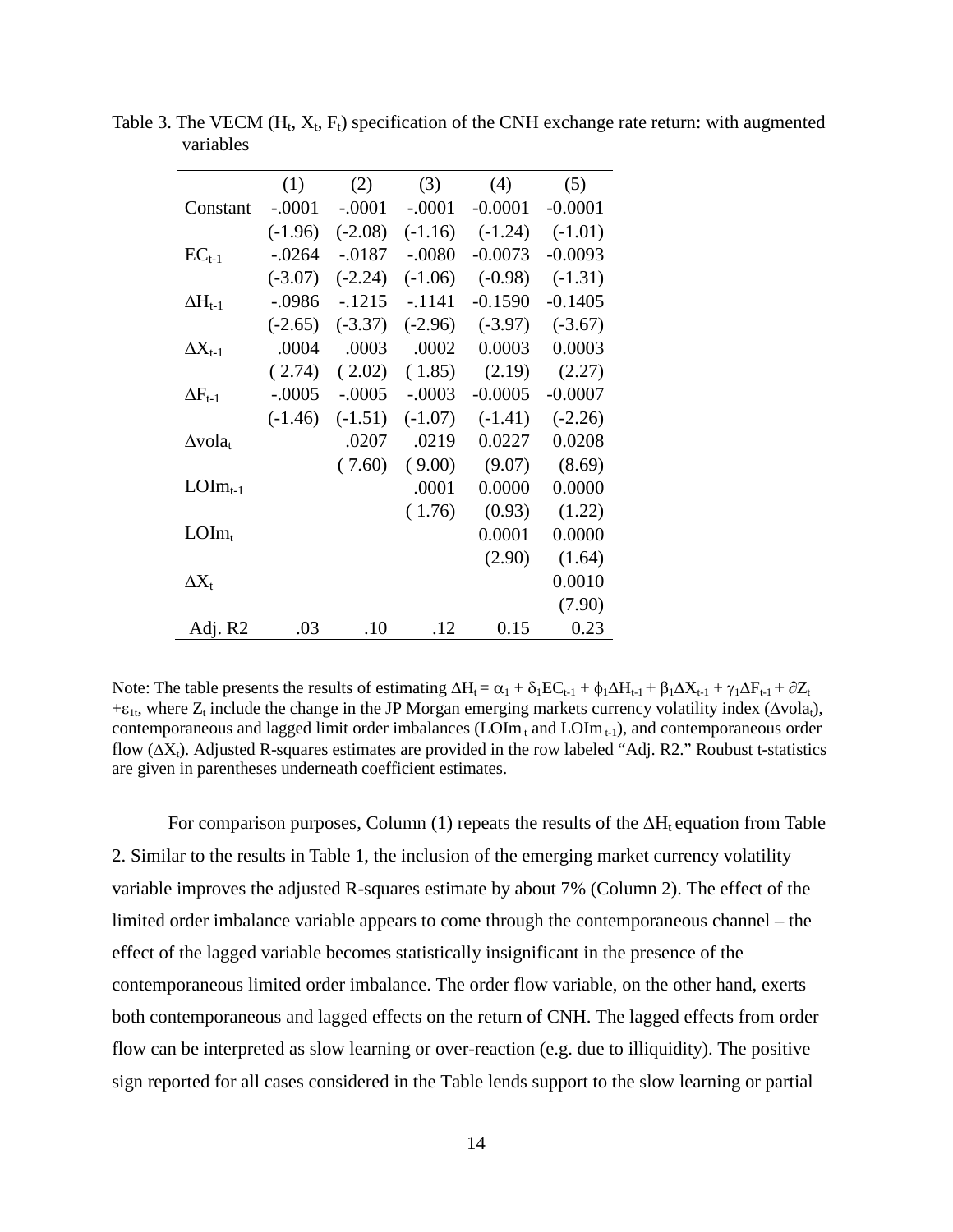Table 3. The VECM ($H_t$, $X_t$, $F_t$) specification of the CNH exchange rate return: with augmented variables

| | (1) | (2) | (3) | (4) | (5) |
|---|---|---|---|---|---|
| Constant | -.0001 | -.0001 | -.0001 | -0.0001 | -0.0001 |
| | (-1.96) | (-2.08) | (-1.16) | (-1.24) | (-1.01) |
| $EC_{t-1}$ | -.0264 | -.0187 | -.0080 | -0.0073 | -0.0093 |
| | (-3.07) | (-2.24) | (-1.06) | (-0.98) | (-1.31) |
| $\Delta H_{t-1}$ | -.0986 | -.1215 | -.1141 | -0.1590 | -0.1405 |
| | (-2.65) | (-3.37) | (-2.96) | (-3.97) | (-3.67) |
| $\Delta X_{t-1}$ | .0004 | .0003 | .0002 | 0.0003 | 0.0003 |
| | ( 2.74) | ( 2.02) | ( 1.85) | (2.19) | (2.27) |
| $\Delta F_{t-1}$ | -.0005 | -.0005 | -.0003 | -0.0005 | -0.0007 |
| | (-1.46) | (-1.51) | (-1.07) | (-1.41) | (-2.26) |
| $\Delta vola_t$ | | .0207 | .0219 | 0.0227 | 0.0208 |
| | | ( 7.60) | ( 9.00) | (9.07) | (8.69) |
| $LOIm_{t-1}$ | | | .0001 | 0.0000 | 0.0000 |
| | | | ( 1.76) | (0.93) | (1.22) |
| $LOIm_t$ | | | | 0.0001 | 0.0000 |
| | | | | (2.90) | (1.64) |
| $\Delta X_t$ | | | | | 0.0010 |
| | | | | | (7.90) |
| Adj. R2 | .03 | .10 | .12 | 0.15 | 0.23 |

Note: The table presents the results of estimating $\Delta H_t = \alpha_1 + \delta_1 EC_{t-1} + \phi_1 \Delta H_{t-1} + \beta_1 \Delta X_{t-1} + \gamma_1 \Delta F_{t-1} + \partial Z_t + \varepsilon_{1t}$, where $Z_t$ include the change in the JP Morgan emerging markets currency volatility index ($\Delta vola_t$), contemporaneous and lagged limit order imbalances ($LOIm_t$ and $LOIm_{t-1}$), and contemporaneous order flow ($\Delta X_t$). Adjusted R-squares estimates are provided in the row labeled "Adj. R2." Roubust t-statistics are given in parentheses underneath coefficient estimates.

For comparison purposes, Column (1) repeats the results of the $\Delta H_t$ equation from Table 2. Similar to the results in Table 1, the inclusion of the emerging market currency volatility variable improves the adjusted R-squares estimate by about 7% (Column 2). The effect of the limited order imbalance variable appears to come through the contemporaneous channel – the effect of the lagged variable becomes statistically insignificant in the presence of the contemporaneous limited order imbalance. The order flow variable, on the other hand, exerts both contemporaneous and lagged effects on the return of CNH. The lagged effects from order flow can be interpreted as slow learning or over-reaction (e.g. due to illiquidity). The positive sign reported for all cases considered in the Table lends support to the slow learning or partial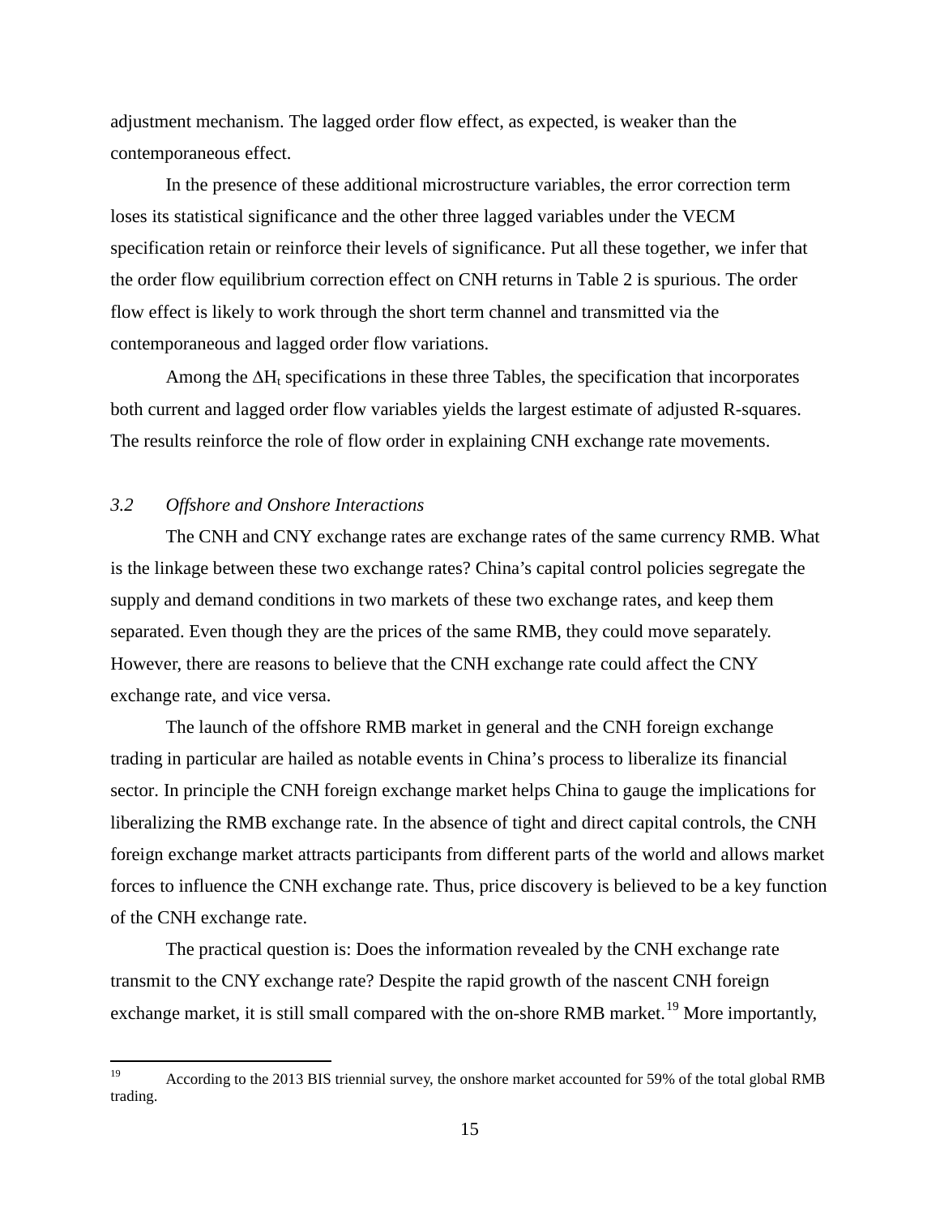adjustment mechanism. The lagged order flow effect, as expected, is weaker than the contemporaneous effect.

In the presence of these additional microstructure variables, the error correction term loses its statistical significance and the other three lagged variables under the VECM specification retain or reinforce their levels of significance. Put all these together, we infer that the order flow equilibrium correction effect on CNH returns in Table 2 is spurious. The order flow effect is likely to work through the short term channel and transmitted via the contemporaneous and lagged order flow variations.

Among the $\Delta H_t$ specifications in these three Tables, the specification that incorporates both current and lagged order flow variables yields the largest estimate of adjusted R-squares. The results reinforce the role of flow order in explaining CNH exchange rate movements.

### *3.2 Offshore and Onshore Interactions*

The CNH and CNY exchange rates are exchange rates of the same currency RMB. What is the linkage between these two exchange rates? China's capital control policies segregate the supply and demand conditions in two markets of these two exchange rates, and keep them separated. Even though they are the prices of the same RMB, they could move separately. However, there are reasons to believe that the CNH exchange rate could affect the CNY exchange rate, and vice versa.

The launch of the offshore RMB market in general and the CNH foreign exchange trading in particular are hailed as notable events in China's process to liberalize its financial sector. In principle the CNH foreign exchange market helps China to gauge the implications for liberalizing the RMB exchange rate. In the absence of tight and direct capital controls, the CNH foreign exchange market attracts participants from different parts of the world and allows market forces to influence the CNH exchange rate. Thus, price discovery is believed to be a key function of the CNH exchange rate.

The practical question is: Does the information revealed by the CNH exchange rate transmit to the CNY exchange rate? Despite the rapid growth of the nascent CNH foreign exchange market, it is still small compared with the on-shore RMB market.[19] More importantly,

[19] According to the 2013 BIS triennial survey, the onshore market accounted for 59% of the total global RMB trading.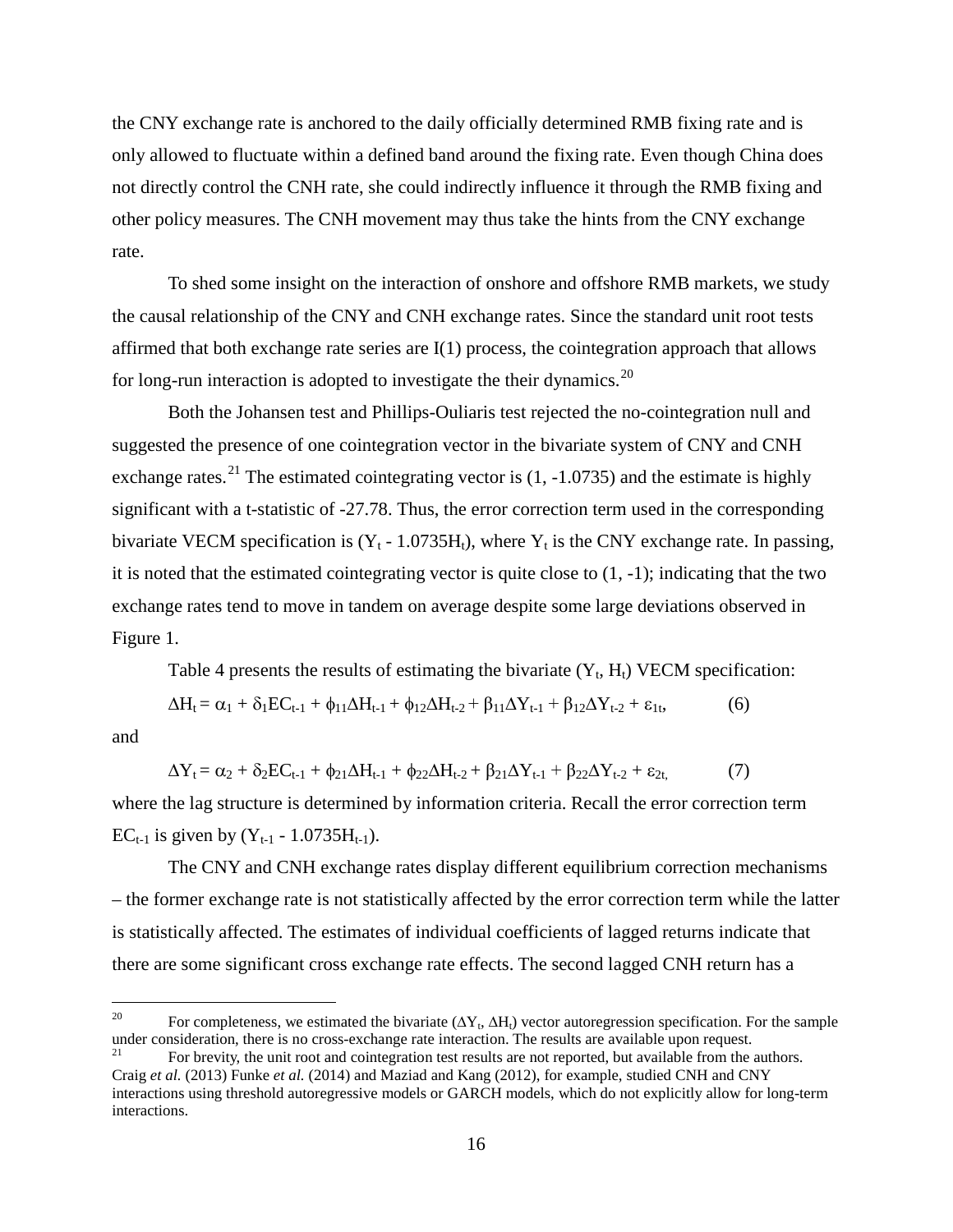the CNY exchange rate is anchored to the daily officially determined RMB fixing rate and is only allowed to fluctuate within a defined band around the fixing rate. Even though China does not directly control the CNH rate, she could indirectly influence it through the RMB fixing and other policy measures. The CNH movement may thus take the hints from the CNY exchange rate.

To shed some insight on the interaction of onshore and offshore RMB markets, we study the causal relationship of the CNY and CNH exchange rates. Since the standard unit root tests affirmed that both exchange rate series are I(1) process, the cointegration approach that allows for long-run interaction is adopted to investigate the their dynamics.[20]

Both the Johansen test and Phillips-Ouliaris test rejected the no-cointegration null and suggested the presence of one cointegration vector in the bivariate system of CNY and CNH exchange rates.[21] The estimated cointegrating vector is (1, -1.0735) and the estimate is highly significant with a t-statistic of -27.78. Thus, the error correction term used in the corresponding bivariate VECM specification is ($Y_t$ - 1.0735$H_t$), where $Y_t$ is the CNY exchange rate. In passing, it is noted that the estimated cointegrating vector is quite close to (1, -1); indicating that the two exchange rates tend to move in tandem on average despite some large deviations observed in Figure 1.

Table 4 presents the results of estimating the bivariate ($Y_t$, $H_t$) VECM specification:

$$\Delta H_t = \alpha_1 + \delta_1 EC_{t-1} + \phi_{11}\Delta H_{t-1} + \phi_{12}\Delta H_{t-2} + \beta_{11}\Delta Y_{t-1} + \beta_{12}\Delta Y_{t-2} + \varepsilon_{1t}, \qquad (6)$$

and

$$\Delta Y_t = \alpha_2 + \delta_2 EC_{t-1} + \phi_{21}\Delta H_{t-1} + \phi_{22}\Delta H_{t-2} + \beta_{21}\Delta Y_{t-1} + \beta_{22}\Delta Y_{t-2} + \varepsilon_{2t,} \qquad (7)$$

where the lag structure is determined by information criteria. Recall the error correction term $EC_{t-1}$ is given by ($Y_{t-1}$ - 1.0735$H_{t-1}$).

The CNY and CNH exchange rates display different equilibrium correction mechanisms – the former exchange rate is not statistically affected by the error correction term while the latter is statistically affected. The estimates of individual coefficients of lagged returns indicate that there are some significant cross exchange rate effects. The second lagged CNH return has a

---

[20] For completeness, we estimated the bivariate ($\Delta Y_t$, $\Delta H_t$) vector autoregression specification. For the sample under consideration, there is no cross-exchange rate interaction. The results are available upon request.

[21] For brevity, the unit root and cointegration test results are not reported, but available from the authors. Craig *et al.* (2013) Funke *et al.* (2014) and Maziad and Kang (2012), for example, studied CNH and CNY interactions using threshold autoregressive models or GARCH models, which do not explicitly allow for long-term interactions.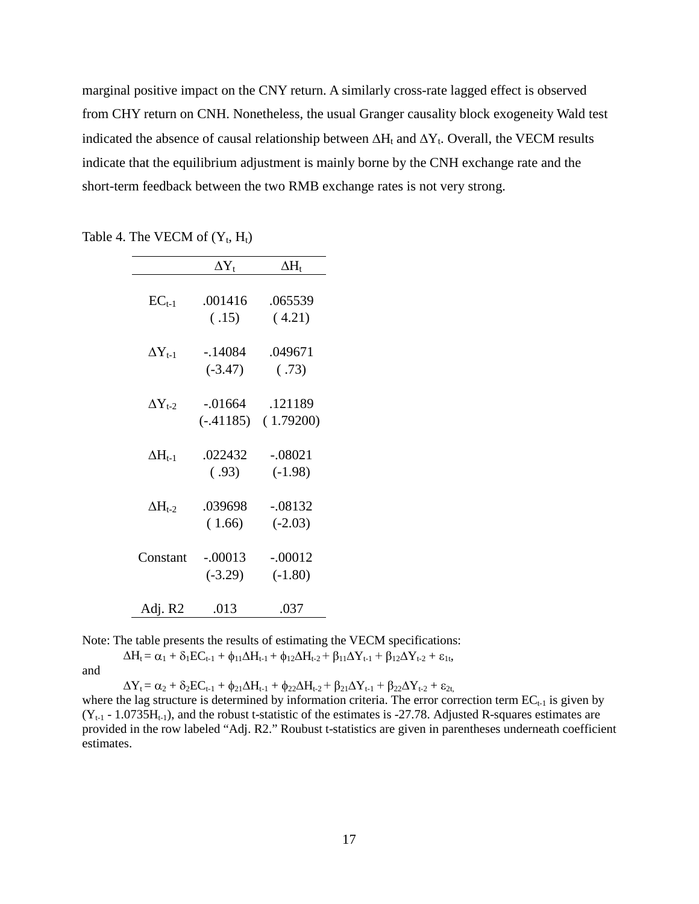marginal positive impact on the CNY return. A similarly cross-rate lagged effect is observed from CHY return on CNH. Nonetheless, the usual Granger causality block exogeneity Wald test indicated the absence of causal relationship between $\Delta H_t$ and $\Delta Y_t$. Overall, the VECM results indicate that the equilibrium adjustment is mainly borne by the CNH exchange rate and the short-term feedback between the two RMB exchange rates is not very strong.

Table 4. The VECM of $(Y_t, H_t)$

| | $\Delta Y_t$ | $\Delta H_t$ |
|---|---|---|
| $EC_{t-1}$ | .001416 | .065539 |
| | ( .15) | ( 4.21) |
| $\Delta Y_{t-1}$ | -.14084 | .049671 |
| | (-3.47) | ( .73) |
| $\Delta Y_{t-2}$ | -.01664 | .121189 |
| | (-.41185) | ( 1.79200) |
| $\Delta H_{t-1}$ | .022432 | -.08021 |
| | ( .93) | (-1.98) |
| $\Delta H_{t-2}$ | .039698 | -.08132 |
| | ( 1.66) | (-2.03) |
| Constant | -.00013 | -.00012 |
| | (-3.29) | (-1.80) |
| Adj. R2 | .013 | .037 |

Note: The table presents the results of estimating the VECM specifications:

$$\Delta H_t = \alpha_1 + \delta_1 EC_{t-1} + \phi_{11}\Delta H_{t-1} + \phi_{12}\Delta H_{t-2} + \beta_{11}\Delta Y_{t-1} + \beta_{12}\Delta Y_{t-2} + \varepsilon_{1t},$$

and

$$\Delta Y_t = \alpha_2 + \delta_2 EC_{t-1} + \phi_{21}\Delta H_{t-1} + \phi_{22}\Delta H_{t-2} + \beta_{21}\Delta Y_{t-1} + \beta_{22}\Delta Y_{t-2} + \varepsilon_{2t,}$$

where the lag structure is determined by information criteria. The error correction term $EC_{t-1}$ is given by $(Y_{t-1} - 1.0735H_{t-1})$, and the robust t-statistic of the estimates is -27.78. Adjusted R-squares estimates are provided in the row labeled "Adj. R2." Roubust t-statistics are given in parentheses underneath coefficient estimates.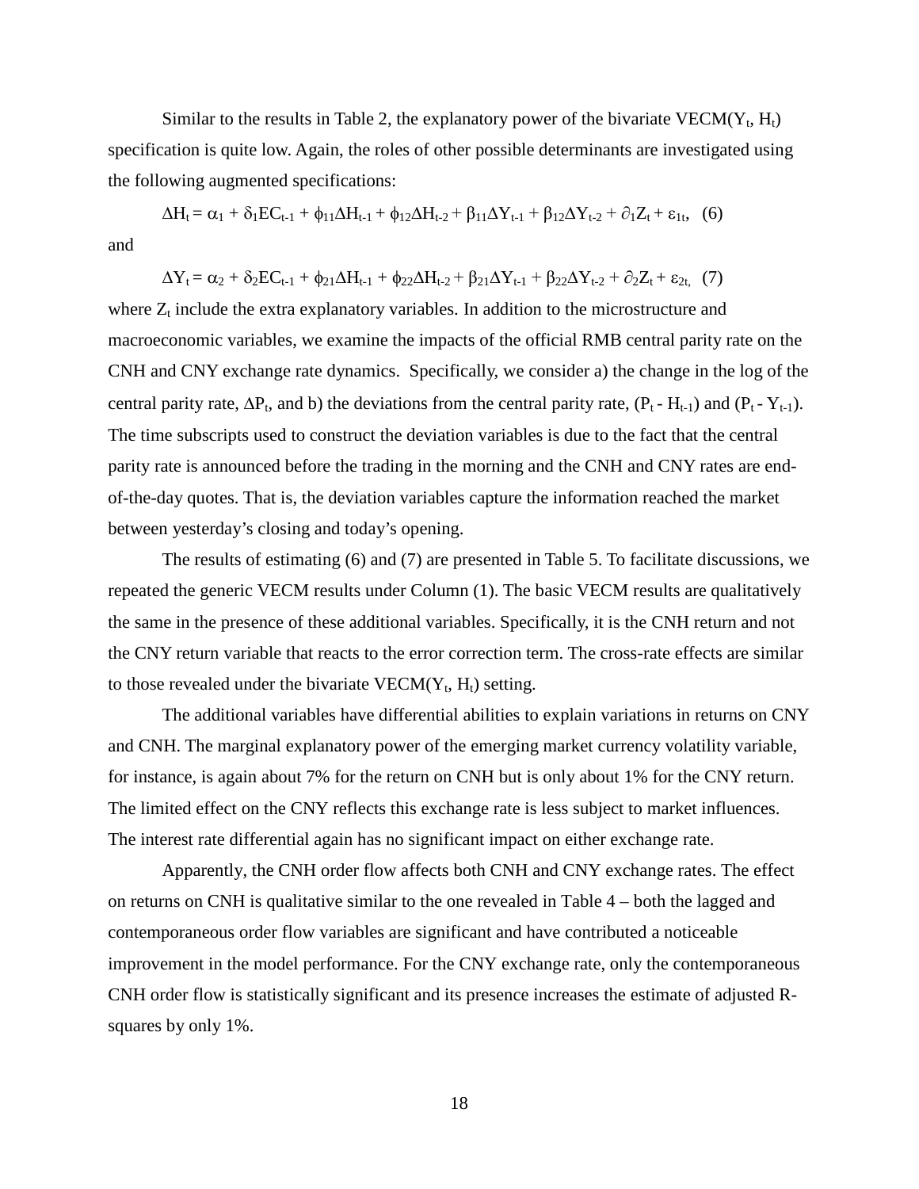Similar to the results in Table 2, the explanatory power of the bivariate VECM($Y_t$, $H_t$) specification is quite low. Again, the roles of other possible determinants are investigated using the following augmented specifications:

$$\Delta H_t = \alpha_1 + \delta_1 EC_{t-1} + \phi_{11}\Delta H_{t-1} + \phi_{12}\Delta H_{t-2} + \beta_{11}\Delta Y_{t-1} + \beta_{12}\Delta Y_{t-2} + \partial_1 Z_t + \varepsilon_{1t}, \quad (6)$$

and

$$\Delta Y_t = \alpha_2 + \delta_2 EC_{t-1} + \phi_{21}\Delta H_{t-1} + \phi_{22}\Delta H_{t-2} + \beta_{21}\Delta Y_{t-1} + \beta_{22}\Delta Y_{t-2} + \partial_2 Z_t + \varepsilon_{2t}, \quad (7)$$

where $Z_t$ include the extra explanatory variables. In addition to the microstructure and macroeconomic variables, we examine the impacts of the official RMB central parity rate on the CNH and CNY exchange rate dynamics. Specifically, we consider a) the change in the log of the central parity rate, $\Delta P_t$, and b) the deviations from the central parity rate, ($P_t$ - $H_{t-1}$) and ($P_t$ - $Y_{t-1}$). The time subscripts used to construct the deviation variables is due to the fact that the central parity rate is announced before the trading in the morning and the CNH and CNY rates are end-of-the-day quotes. That is, the deviation variables capture the information reached the market between yesterday's closing and today's opening.

The results of estimating (6) and (7) are presented in Table 5. To facilitate discussions, we repeated the generic VECM results under Column (1). The basic VECM results are qualitatively the same in the presence of these additional variables. Specifically, it is the CNH return and not the CNY return variable that reacts to the error correction term. The cross-rate effects are similar to those revealed under the bivariate VECM($Y_t$, $H_t$) setting.

The additional variables have differential abilities to explain variations in returns on CNY and CNH. The marginal explanatory power of the emerging market currency volatility variable, for instance, is again about 7% for the return on CNH but is only about 1% for the CNY return. The limited effect on the CNY reflects this exchange rate is less subject to market influences. The interest rate differential again has no significant impact on either exchange rate.

Apparently, the CNH order flow affects both CNH and CNY exchange rates. The effect on returns on CNH is qualitative similar to the one revealed in Table 4 – both the lagged and contemporaneous order flow variables are significant and have contributed a noticeable improvement in the model performance. For the CNY exchange rate, only the contemporaneous CNH order flow is statistically significant and its presence increases the estimate of adjusted R-squares by only 1%.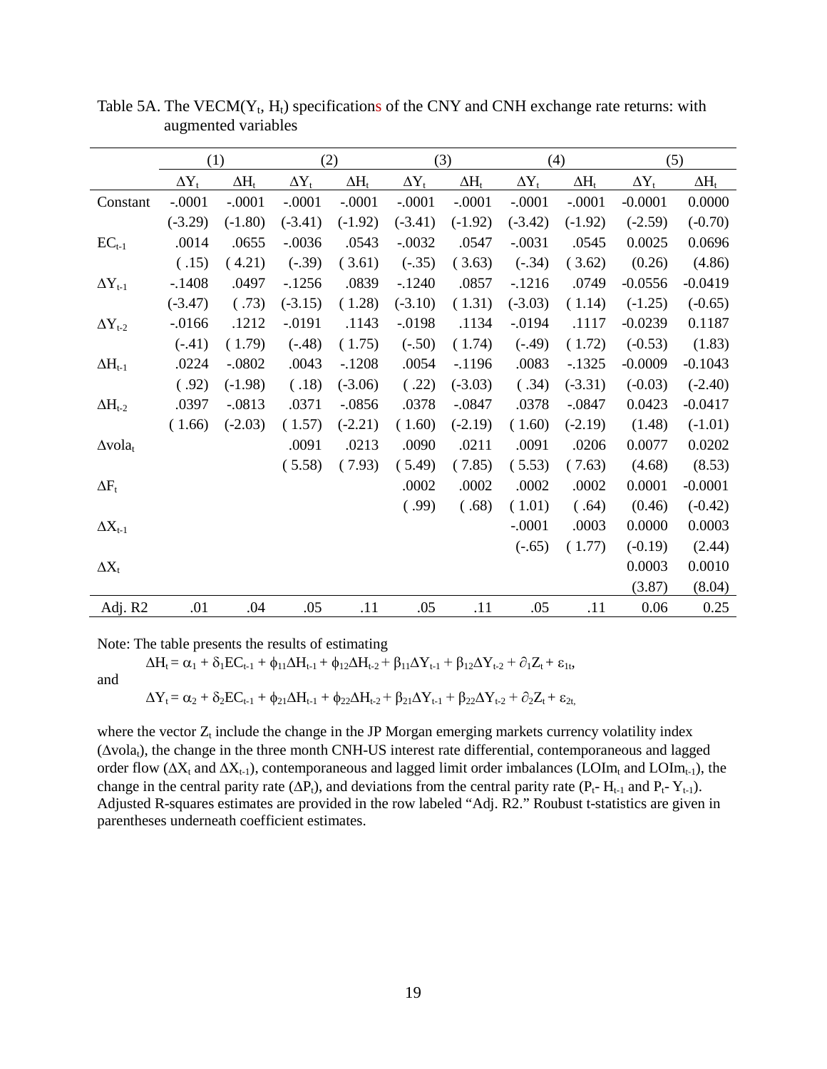Table 5A. The VECM($Y_t$, $H_t$) specifications of the CNY and CNH exchange rate returns: with augmented variables

| | (1) | | (2) | | (3) | | (4) | | (5) | |
|---|---|---|---|---|---|---|---|---|---|---|
| | $\Delta Y_t$ | $\Delta H_t$ | $\Delta Y_t$ | $\Delta H_t$ | $\Delta Y_t$ | $\Delta H_t$ | $\Delta Y_t$ | $\Delta H_t$ | $\Delta Y_t$ | $\Delta H_t$ |
| Constant | -.0001 | -.0001 | -.0001 | -.0001 | -.0001 | -.0001 | -.0001 | -.0001 | -0.0001 | 0.0000 |
| | (-3.29) | (-1.80) | (-3.41) | (-1.92) | (-3.41) | (-1.92) | (-3.42) | (-1.92) | (-2.59) | (-0.70) |
| $EC_{t-1}$ | .0014 | .0655 | -.0036 | .0543 | -.0032 | .0547 | -.0031 | .0545 | 0.0025 | 0.0696 |
| | ( .15) | ( 4.21) | (-.39) | ( 3.61) | (-.35) | ( 3.63) | (-.34) | ( 3.62) | (0.26) | (4.86) |
| $\Delta Y_{t-1}$ | -.1408 | .0497 | -.1256 | .0839 | -.1240 | .0857 | -.1216 | .0749 | -0.0556 | -0.0419 |
| | (-3.47) | ( .73) | (-3.15) | ( 1.28) | (-3.10) | ( 1.31) | (-3.03) | ( 1.14) | (-1.25) | (-0.65) |
| $\Delta Y_{t-2}$ | -.0166 | .1212 | -.0191 | .1143 | -.0198 | .1134 | -.0194 | .1117 | -0.0239 | 0.1187 |
| | (-.41) | ( 1.79) | (-.48) | ( 1.75) | (-.50) | ( 1.74) | (-.49) | ( 1.72) | (-0.53) | (1.83) |
| $\Delta H_{t-1}$ | .0224 | -.0802 | .0043 | -.1208 | .0054 | -.1196 | .0083 | -.1325 | -0.0009 | -0.1043 |
| | ( .92) | (-1.98) | ( .18) | (-3.06) | ( .22) | (-3.03) | ( .34) | (-3.31) | (-0.03) | (-2.40) |
| $\Delta H_{t-2}$ | .0397 | -.0813 | .0371 | -.0856 | .0378 | -.0847 | .0378 | -.0847 | 0.0423 | -0.0417 |
| | ( 1.66) | (-2.03) | ( 1.57) | (-2.21) | ( 1.60) | (-2.19) | ( 1.60) | (-2.19) | (1.48) | (-1.01) |
| $\Delta vola_t$ | | | .0091 | .0213 | .0090 | .0211 | .0091 | .0206 | 0.0077 | 0.0202 |
| | | | ( 5.58) | ( 7.93) | ( 5.49) | ( 7.85) | ( 5.53) | ( 7.63) | (4.68) | (8.53) |
| $\Delta F_t$ | | | | | .0002 | .0002 | .0002 | .0002 | 0.0001 | -0.0001 |
| | | | | | ( .99) | ( .68) | ( 1.01) | ( .64) | (0.46) | (-0.42) |
| $\Delta X_{t-1}$ | | | | | | | -.0001 | .0003 | 0.0000 | 0.0003 |
| | | | | | | | (-.65) | ( 1.77) | (-0.19) | (2.44) |
| $\Delta X_t$ | | | | | | | | | 0.0003 | 0.0010 |
| | | | | | | | | | (3.87) | (8.04) |
| Adj. R2 | .01 | .04 | .05 | .11 | .05 | .11 | .05 | .11 | 0.06 | 0.25 |

Note: The table presents the results of estimating

$$\Delta H_t = \alpha_1 + \delta_1 EC_{t-1} + \phi_{11}\Delta H_{t-1} + \phi_{12}\Delta H_{t-2} + \beta_{11}\Delta Y_{t-1} + \beta_{12}\Delta Y_{t-2} + \partial_1 Z_t + \varepsilon_{1t},$$

and

$$\Delta Y_t = \alpha_2 + \delta_2 EC_{t-1} + \phi_{21}\Delta H_{t-1} + \phi_{22}\Delta H_{t-2} + \beta_{21}\Delta Y_{t-1} + \beta_{22}\Delta Y_{t-2} + \partial_2 Z_t + \varepsilon_{2t,}$$

where the vector $Z_t$ include the change in the JP Morgan emerging markets currency volatility index ($\Delta vola_t$), the change in the three month CNH-US interest rate differential, contemporaneous and lagged order flow ($\Delta X_t$ and $\Delta X_{t-1}$), contemporaneous and lagged limit order imbalances ($LOIm_t$ and $LOIm_{t-1}$), the change in the central parity rate ($\Delta P_t$), and deviations from the central parity rate ($P_t$- $H_{t-1}$ and $P_t$- $Y_{t-1}$). Adjusted R-squares estimates are provided in the row labeled "Adj. R2." Roubust t-statistics are given in parentheses underneath coefficient estimates.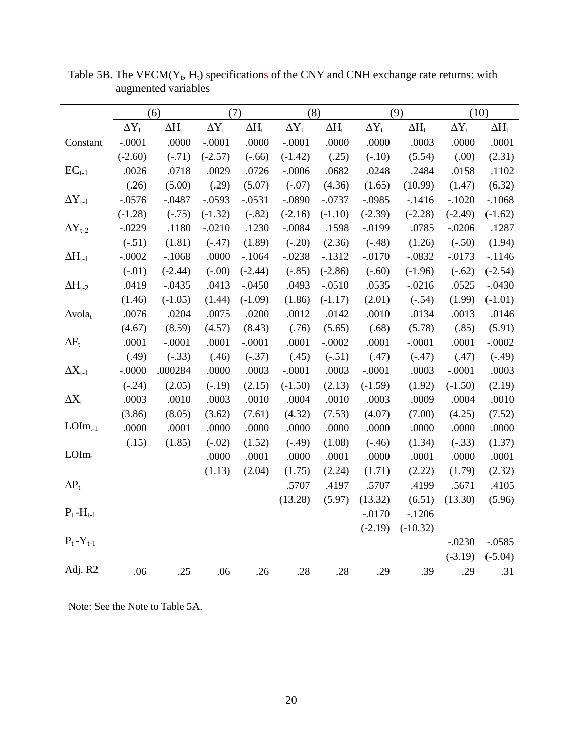Table 5B. The VECM($Y_t$, $H_t$) specifications of the CNY and CNH exchange rate returns: with augmented variables

| | (6) | | (7) | | (8) | | (9) | | (10) | |
|---|---|---|---|---|---|---|---|---|---|---|
| | $\Delta Y_t$ | $\Delta H_t$ | $\Delta Y_t$ | $\Delta H_t$ | $\Delta Y_t$ | $\Delta H_t$ | $\Delta Y_t$ | $\Delta H_t$ | $\Delta Y_t$ | $\Delta H_t$ |
| Constant | -.0001 | .0000 | -.0001 | .0000 | -.0001 | .0000 | .0000 | .0003 | .0000 | .0001 |
| | (-2.60) | (-.71) | (-2.57) | (-.66) | (-1.42) | (.25) | (-.10) | (5.54) | (.00) | (2.31) |
| $EC_{t-1}$ | .0026 | .0718 | .0029 | .0726 | -.0006 | .0682 | .0248 | .2484 | .0158 | .1102 |
| | (.26) | (5.00) | (.29) | (5.07) | (-.07) | (4.36) | (1.65) | (10.99) | (1.47) | (6.32) |
| $\Delta Y_{t-1}$ | -.0576 | -.0487 | -.0593 | -.0531 | -.0890 | -.0737 | -.0985 | -.1416 | -.1020 | -.1068 |
| | (-1.28) | (-.75) | (-1.32) | (-.82) | (-2.16) | (-1.10) | (-2.39) | (-2.28) | (-2.49) | (-1.62) |
| $\Delta Y_{t-2}$ | -.0229 | .1180 | -.0210 | .1230 | -.0084 | .1598 | -.0199 | .0785 | -.0206 | .1287 |
| | (-.51) | (1.81) | (-.47) | (1.89) | (-.20) | (2.36) | (-.48) | (1.26) | (-.50) | (1.94) |
| $\Delta H_{t-1}$ | -.0002 | -.1068 | .0000 | -.1064 | -.0238 | -.1312 | -.0170 | -.0832 | -.0173 | -.1146 |
| | (-.01) | (-2.44) | (-.00) | (-2.44) | (-.85) | (-2.86) | (-.60) | (-1.96) | (-.62) | (-2.54) |
| $\Delta H_{t-2}$ | .0419 | -.0435 | .0413 | -.0450 | .0493 | -.0510 | .0535 | -.0216 | .0525 | -.0430 |
| | (1.46) | (-1.05) | (1.44) | (-1.09) | (1.86) | (-1.17) | (2.01) | (-.54) | (1.99) | (-1.01) |
| $\Delta vola_t$ | .0076 | .0204 | .0075 | .0200 | .0012 | .0142 | .0010 | .0134 | .0013 | .0146 |
| | (4.67) | (8.59) | (4.57) | (8.43) | (.76) | (5.65) | (.68) | (5.78) | (.85) | (5.91) |
| $\Delta F_t$ | .0001 | -.0001 | .0001 | -.0001 | .0001 | -.0002 | .0001 | -.0001 | .0001 | -.0002 |
| | (.49) | (-.33) | (.46) | (-.37) | (.45) | (-.51) | (.47) | (-.47) | (.47) | (-.49) |
| $\Delta X_{t-1}$ | -.0000 | .000284 | .0000 | .0003 | -.0001 | .0003 | -.0001 | .0003 | -.0001 | .0003 |
| | (-.24) | (2.05) | (-.19) | (2.15) | (-1.50) | (2.13) | (-1.59) | (1.92) | (-1.50) | (2.19) |
| $\Delta X_t$ | .0003 | .0010 | .0003 | .0010 | .0004 | .0010 | .0003 | .0009 | .0004 | .0010 |
| | (3.86) | (8.05) | (3.62) | (7.61) | (4.32) | (7.53) | (4.07) | (7.00) | (4.25) | (7.52) |
| $LOIm_{t-1}$ | .0000 | .0001 | .0000 | .0000 | .0000 | .0000 | .0000 | .0000 | .0000 | .0000 |
| | (.15) | (1.85) | (-.02) | (1.52) | (-.49) | (1.08) | (-.46) | (1.34) | (-.33) | (1.37) |
| $LOIm_t$ | | | .0000 | .0001 | .0000 | .0001 | .0000 | .0001 | .0000 | .0001 |
| | | | (1.13) | (2.04) | (1.75) | (2.24) | (1.71) | (2.22) | (1.79) | (2.32) |
| $\Delta P_t$ | | | | | .5707 | .4197 | .5707 | .4199 | .5671 | .4105 |
| | | | | | (13.28) | (5.97) | (13.32) | (6.51) | (13.30) | (5.96) |
| $P_t - H_{t-1}$ | | | | | | | -.0170 | -.1206 | | |
| | | | | | | | (-2.19) | (-10.32) | | |
| $P_t - Y_{t-1}$ | | | | | | | | | -.0230 | -.0585 |
| | | | | | | | | | (-3.19) | (-5.04) |
| Adj. R2 | .06 | .25 | .06 | .26 | .28 | .28 | .29 | .39 | .29 | .31 |

Note: See the Note to Table 5A.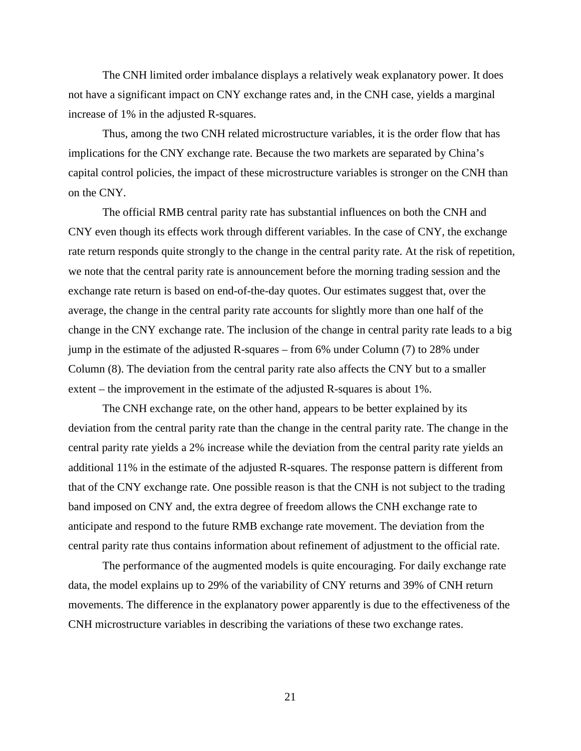The CNH limited order imbalance displays a relatively weak explanatory power. It does not have a significant impact on CNY exchange rates and, in the CNH case, yields a marginal increase of 1% in the adjusted R-squares.

Thus, among the two CNH related microstructure variables, it is the order flow that has implications for the CNY exchange rate. Because the two markets are separated by China's capital control policies, the impact of these microstructure variables is stronger on the CNH than on the CNY.

The official RMB central parity rate has substantial influences on both the CNH and CNY even though its effects work through different variables. In the case of CNY, the exchange rate return responds quite strongly to the change in the central parity rate. At the risk of repetition, we note that the central parity rate is announcement before the morning trading session and the exchange rate return is based on end-of-the-day quotes. Our estimates suggest that, over the average, the change in the central parity rate accounts for slightly more than one half of the change in the CNY exchange rate. The inclusion of the change in central parity rate leads to a big jump in the estimate of the adjusted R-squares – from 6% under Column (7) to 28% under Column (8). The deviation from the central parity rate also affects the CNY but to a smaller extent – the improvement in the estimate of the adjusted R-squares is about 1%.

The CNH exchange rate, on the other hand, appears to be better explained by its deviation from the central parity rate than the change in the central parity rate. The change in the central parity rate yields a 2% increase while the deviation from the central parity rate yields an additional 11% in the estimate of the adjusted R-squares. The response pattern is different from that of the CNY exchange rate. One possible reason is that the CNH is not subject to the trading band imposed on CNY and, the extra degree of freedom allows the CNH exchange rate to anticipate and respond to the future RMB exchange rate movement. The deviation from the central parity rate thus contains information about refinement of adjustment to the official rate.

The performance of the augmented models is quite encouraging. For daily exchange rate data, the model explains up to 29% of the variability of CNY returns and 39% of CNH return movements. The difference in the explanatory power apparently is due to the effectiveness of the CNH microstructure variables in describing the variations of these two exchange rates.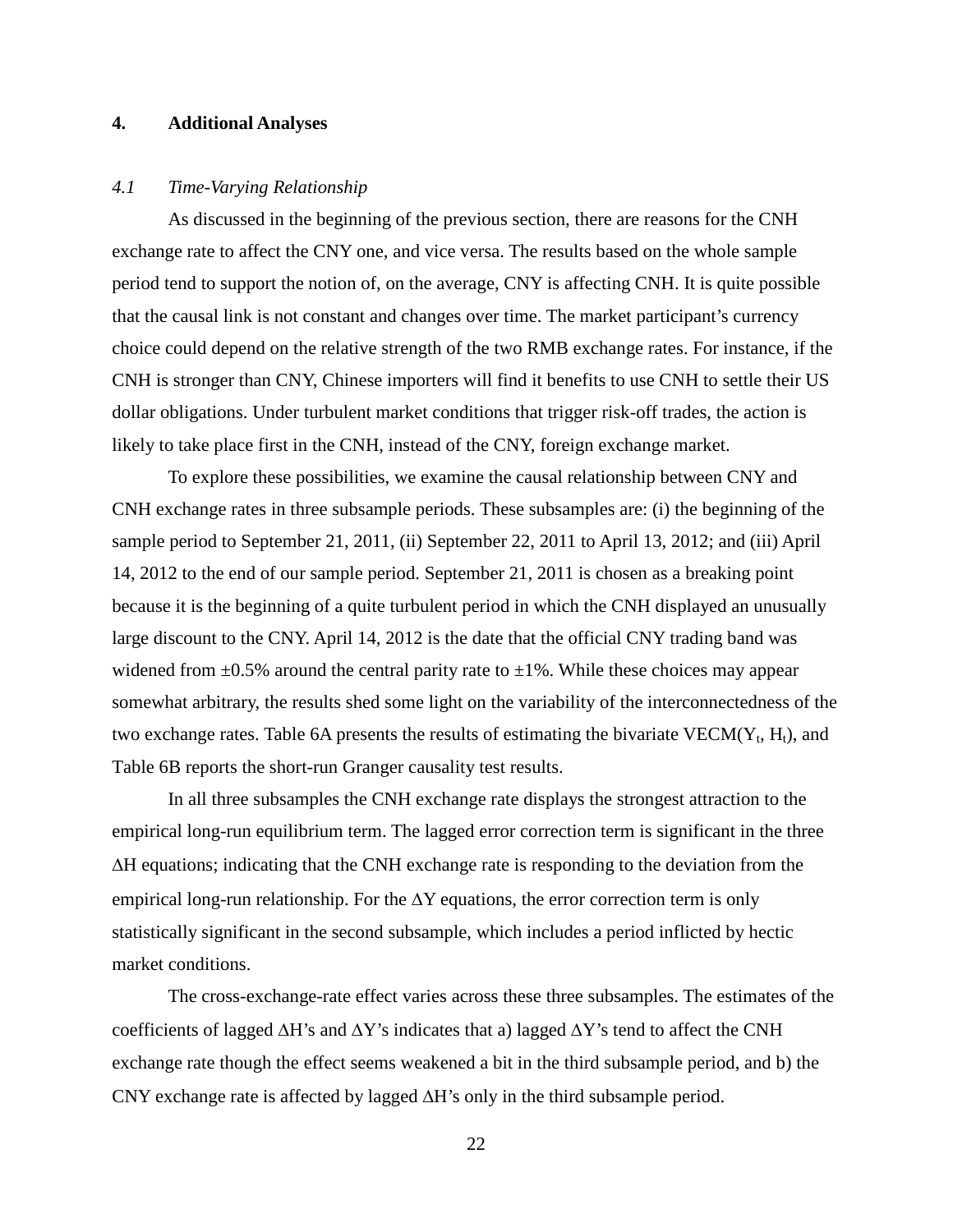## 4. Additional Analyses

### *4.1 Time-Varying Relationship*

As discussed in the beginning of the previous section, there are reasons for the CNH exchange rate to affect the CNY one, and vice versa. The results based on the whole sample period tend to support the notion of, on the average, CNY is affecting CNH. It is quite possible that the causal link is not constant and changes over time. The market participant's currency choice could depend on the relative strength of the two RMB exchange rates. For instance, if the CNH is stronger than CNY, Chinese importers will find it benefits to use CNH to settle their US dollar obligations. Under turbulent market conditions that trigger risk-off trades, the action is likely to take place first in the CNH, instead of the CNY, foreign exchange market.

To explore these possibilities, we examine the causal relationship between CNY and CNH exchange rates in three subsample periods. These subsamples are: (i) the beginning of the sample period to September 21, 2011, (ii) September 22, 2011 to April 13, 2012; and (iii) April 14, 2012 to the end of our sample period. September 21, 2011 is chosen as a breaking point because it is the beginning of a quite turbulent period in which the CNH displayed an unusually large discount to the CNY. April 14, 2012 is the date that the official CNY trading band was widened from ±0.5% around the central parity rate to ±1%. While these choices may appear somewhat arbitrary, the results shed some light on the variability of the interconnectedness of the two exchange rates. Table 6A presents the results of estimating the bivariate VECM($Y_t$, $H_t$), and Table 6B reports the short-run Granger causality test results.

In all three subsamples the CNH exchange rate displays the strongest attraction to the empirical long-run equilibrium term. The lagged error correction term is significant in the three $\Delta H$ equations; indicating that the CNH exchange rate is responding to the deviation from the empirical long-run relationship. For the $\Delta Y$ equations, the error correction term is only statistically significant in the second subsample, which includes a period inflicted by hectic market conditions.

The cross-exchange-rate effect varies across these three subsamples. The estimates of the coefficients of lagged $\Delta H$'s and $\Delta Y$'s indicates that a) lagged $\Delta Y$'s tend to affect the CNH exchange rate though the effect seems weakened a bit in the third subsample period, and b) the CNY exchange rate is affected by lagged $\Delta H$'s only in the third subsample period.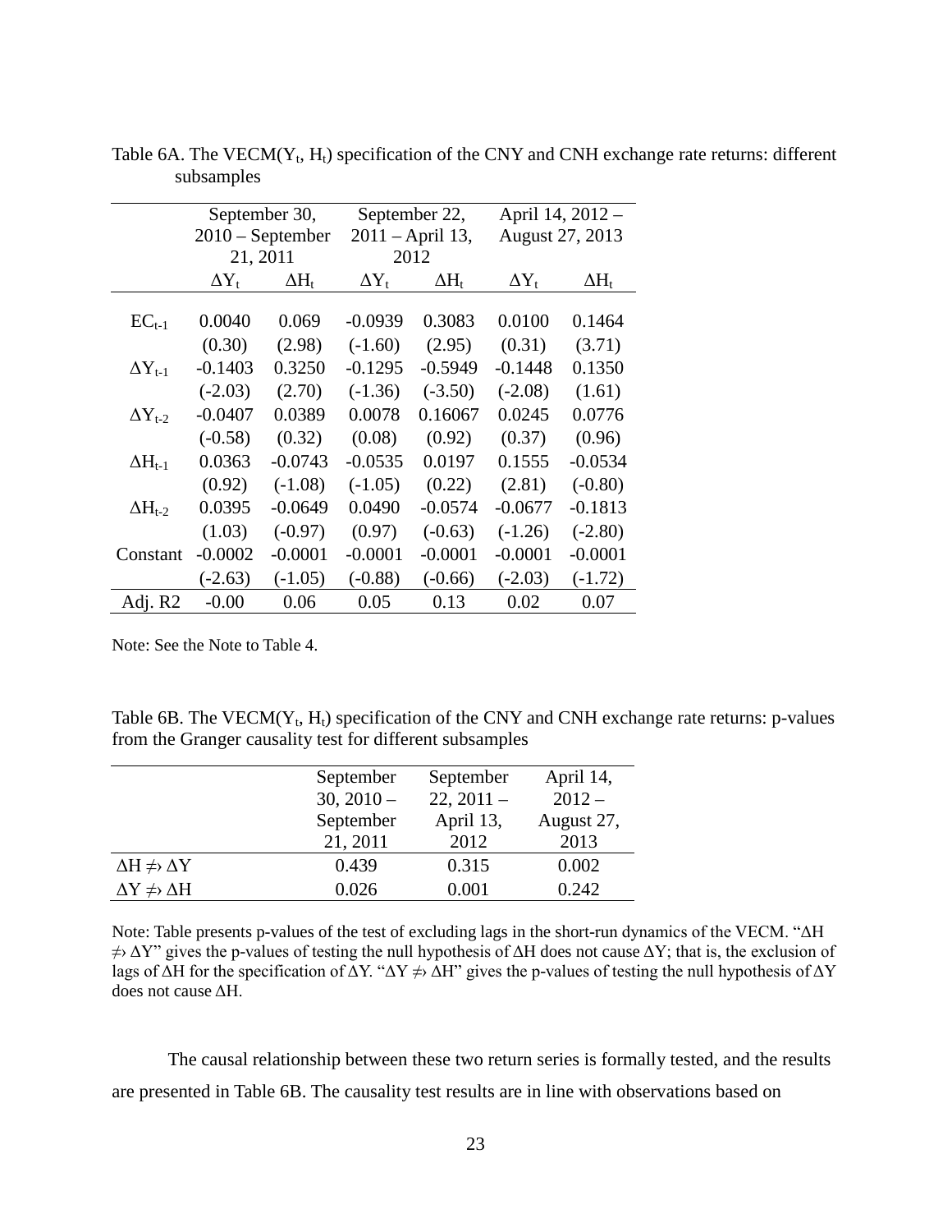Table 6A. The VECM($Y_t$, $H_t$) specification of the CNY and CNH exchange rate returns: different subsamples

| | September 30, 2010 – September 21, 2011 | | September 22, 2011 – April 13, 2012 | | April 14, 2012 – August 27, 2013 | |
|---|---|---|---|---|---|---|
| | $\Delta Y_t$ | $\Delta H_t$ | $\Delta Y_t$ | $\Delta H_t$ | $\Delta Y_t$ | $\Delta H_t$ |
| $EC_{t-1}$ | 0.0040 | 0.069 | -0.0939 | 0.3083 | 0.0100 | 0.1464 |
| | (0.30) | (2.98) | (-1.60) | (2.95) | (0.31) | (3.71) |
| $\Delta Y_{t-1}$ | -0.1403 | 0.3250 | -0.1295 | -0.5949 | -0.1448 | 0.1350 |
| | (-2.03) | (2.70) | (-1.36) | (-3.50) | (-2.08) | (1.61) |
| $\Delta Y_{t-2}$ | -0.0407 | 0.0389 | 0.0078 | 0.16067 | 0.0245 | 0.0776 |
| | (-0.58) | (0.32) | (0.08) | (0.92) | (0.37) | (0.96) |
| $\Delta H_{t-1}$ | 0.0363 | -0.0743 | -0.0535 | 0.0197 | 0.1555 | -0.0534 |
| | (0.92) | (-1.08) | (-1.05) | (0.22) | (2.81) | (-0.80) |
| $\Delta H_{t-2}$ | 0.0395 | -0.0649 | 0.0490 | -0.0574 | -0.0677 | -0.1813 |
| | (1.03) | (-0.97) | (0.97) | (-0.63) | (-1.26) | (-2.80) |
| Constant | -0.0002 | -0.0001 | -0.0001 | -0.0001 | -0.0001 | -0.0001 |
| | (-2.63) | (-1.05) | (-0.88) | (-0.66) | (-2.03) | (-1.72) |
| Adj. R2 | -0.00 | 0.06 | 0.05 | 0.13 | 0.02 | 0.07 |

Note: See the Note to Table 4.

Table 6B. The VECM($Y_t$, $H_t$) specification of the CNY and CNH exchange rate returns: p-values from the Granger causality test for different subsamples

| | September 30, 2010 – September 21, 2011 | September 22, 2011 – April 13, 2012 | April 14, 2012 – August 27, 2013 |
|---|---|---|---|
| $\Delta H \not\Rightarrow \Delta Y$ | 0.439 | 0.315 | 0.002 |
| $\Delta Y \not\Rightarrow \Delta H$ | 0.026 | 0.001 | 0.242 |

Note: Table presents p-values of the test of excluding lags in the short-run dynamics of the VECM. "$\Delta H \not\Rightarrow \Delta Y$" gives the p-values of testing the null hypothesis of $\Delta H$ does not cause $\Delta Y$; that is, the exclusion of lags of $\Delta H$ for the specification of $\Delta Y$. "$\Delta Y \not\Rightarrow \Delta H$" gives the p-values of testing the null hypothesis of $\Delta Y$ does not cause $\Delta H$.

The causal relationship between these two return series is formally tested, and the results are presented in Table 6B. The causality test results are in line with observations based on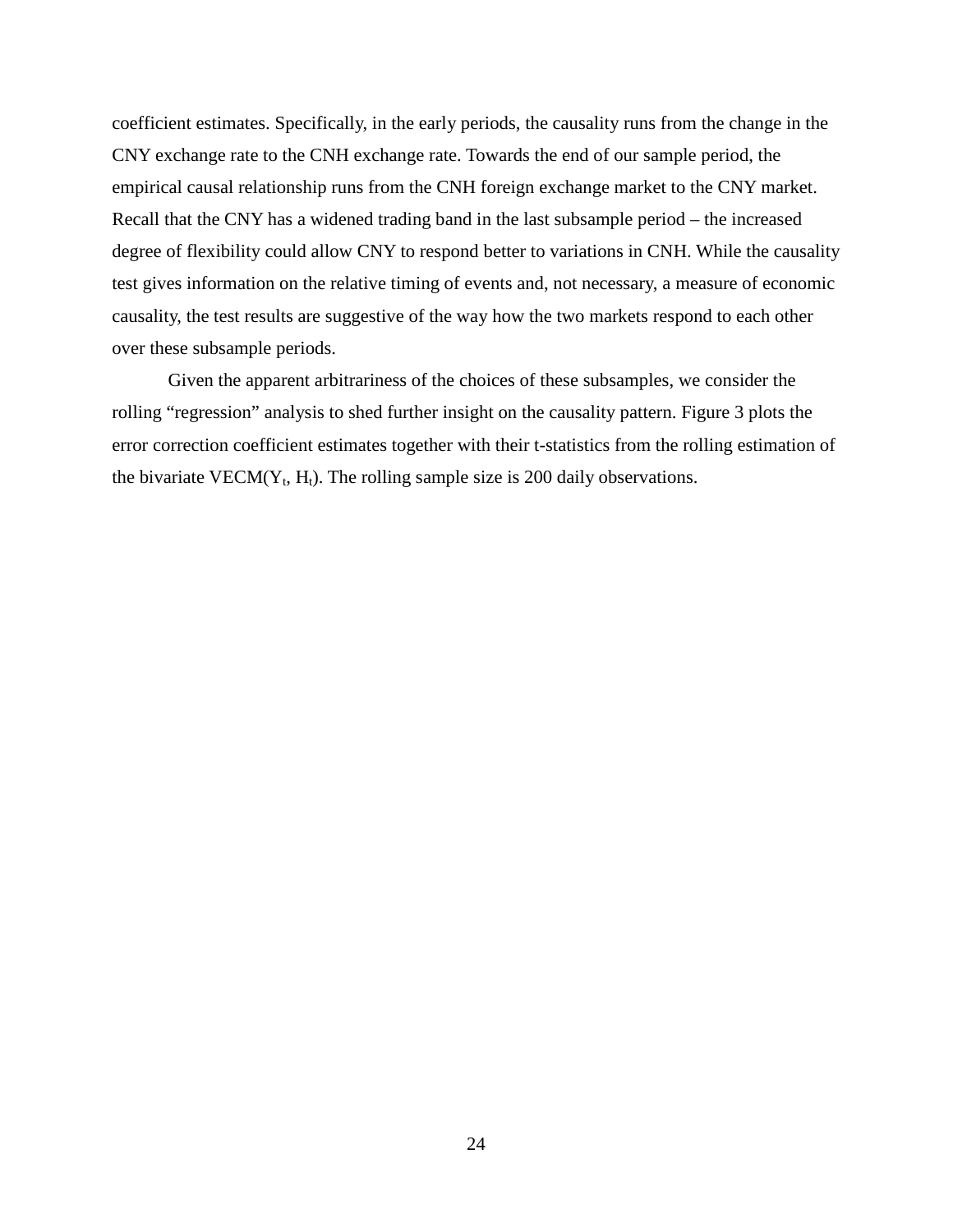coefficient estimates. Specifically, in the early periods, the causality runs from the change in the CNY exchange rate to the CNH exchange rate. Towards the end of our sample period, the empirical causal relationship runs from the CNH foreign exchange market to the CNY market. Recall that the CNY has a widened trading band in the last subsample period – the increased degree of flexibility could allow CNY to respond better to variations in CNH. While the causality test gives information on the relative timing of events and, not necessary, a measure of economic causality, the test results are suggestive of the way how the two markets respond to each other over these subsample periods.

Given the apparent arbitrariness of the choices of these subsamples, we consider the rolling "regression" analysis to shed further insight on the causality pattern. Figure 3 plots the error correction coefficient estimates together with their t-statistics from the rolling estimation of the bivariate VECM($Y_t$, $H_t$). The rolling sample size is 200 daily observations.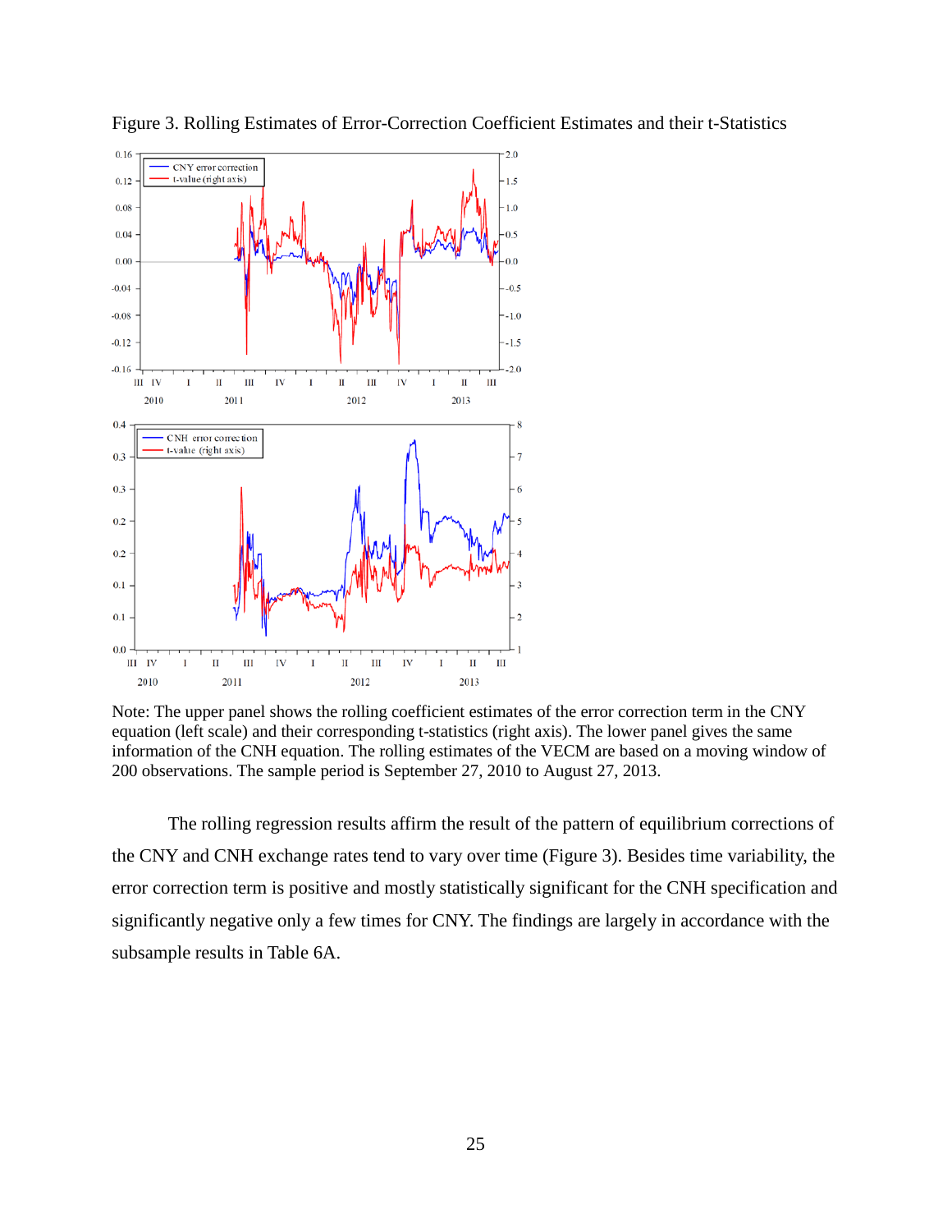Figure 3. Rolling Estimates of Error-Correction Coefficient Estimates and their t-Statistics

Note: The upper panel shows the rolling coefficient estimates of the error correction term in the CNY equation (left scale) and their corresponding t-statistics (right axis). The lower panel gives the same information of the CNH equation. The rolling estimates of the VECM are based on a moving window of 200 observations. The sample period is September 27, 2010 to August 27, 2013.

The rolling regression results affirm the result of the pattern of equilibrium corrections of the CNY and CNH exchange rates tend to vary over time (Figure 3). Besides time variability, the error correction term is positive and mostly statistically significant for the CNH specification and significantly negative only a few times for CNY. The findings are largely in accordance with the subsample results in Table 6A.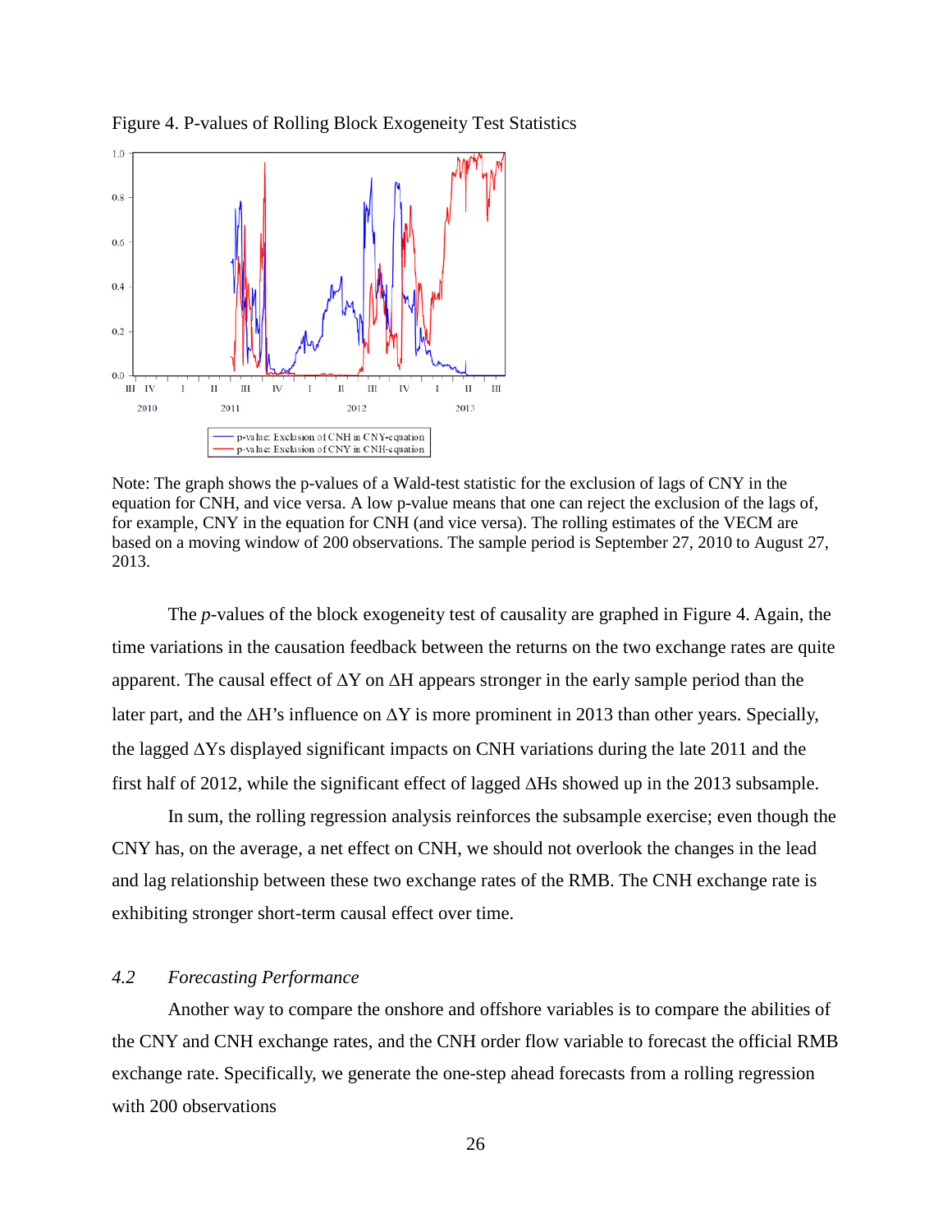Figure 4. P-values of Rolling Block Exogeneity Test Statistics

Note: The graph shows the p-values of a Wald-test statistic for the exclusion of lags of CNY in the equation for CNH, and vice versa. A low p-value means that one can reject the exclusion of the lags of, for example, CNY in the equation for CNH (and vice versa). The rolling estimates of the VECM are based on a moving window of 200 observations. The sample period is September 27, 2010 to August 27, 2013.

The *p*-values of the block exogeneity test of causality are graphed in Figure 4. Again, the time variations in the causation feedback between the returns on the two exchange rates are quite apparent. The causal effect of $\Delta Y$ on $\Delta H$ appears stronger in the early sample period than the later part, and the $\Delta H$'s influence on $\Delta Y$ is more prominent in 2013 than other years. Specially, the lagged $\Delta Y$s displayed significant impacts on CNH variations during the late 2011 and the first half of 2012, while the significant effect of lagged $\Delta H$s showed up in the 2013 subsample.

In sum, the rolling regression analysis reinforces the subsample exercise; even though the CNY has, on the average, a net effect on CNH, we should not overlook the changes in the lead and lag relationship between these two exchange rates of the RMB. The CNH exchange rate is exhibiting stronger short-term causal effect over time.

### *4.2 Forecasting Performance*

Another way to compare the onshore and offshore variables is to compare the abilities of the CNY and CNH exchange rates, and the CNH order flow variable to forecast the official RMB exchange rate. Specifically, we generate the one-step ahead forecasts from a rolling regression with 200 observations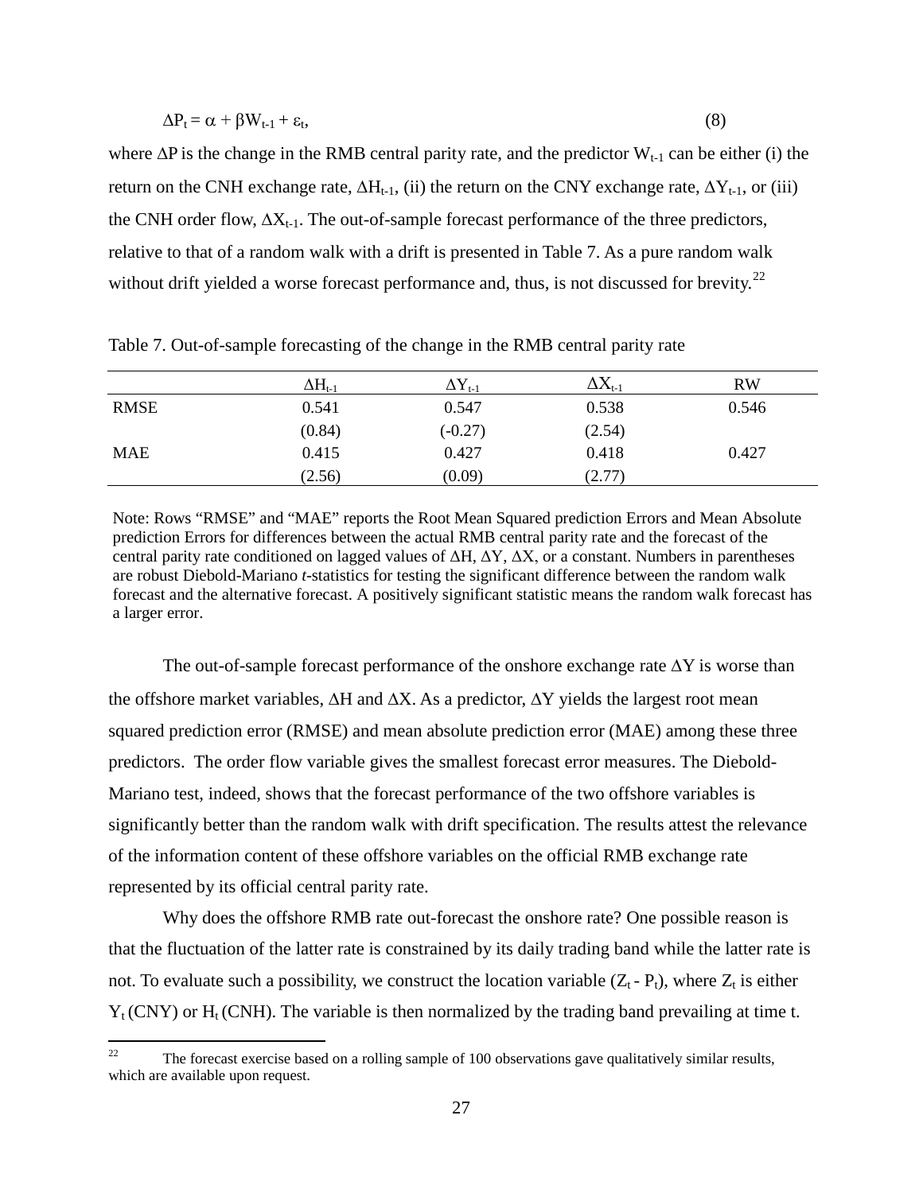$$\Delta P_t = \alpha + \beta W_{t-1} + \varepsilon_t, \quad (8)$$

where $\Delta P$ is the change in the RMB central parity rate, and the predictor $W_{t-1}$ can be either (i) the return on the CNH exchange rate, $\Delta H_{t-1}$, (ii) the return on the CNY exchange rate, $\Delta Y_{t-1}$, or (iii) the CNH order flow, $\Delta X_{t-1}$. The out-of-sample forecast performance of the three predictors, relative to that of a random walk with a drift is presented in Table 7. As a pure random walk without drift yielded a worse forecast performance and, thus, is not discussed for brevity.[22]

Table 7. Out-of-sample forecasting of the change in the RMB central parity rate

| | $\Delta H_{t-1}$ | $\Delta Y_{t-1}$ | $\Delta X_{t-1}$ | RW |
|---|---|---|---|---|
| RMSE | 0.541 | 0.547 | 0.538 | 0.546 |
| | (0.84) | (-0.27) | (2.54) | |
| MAE | 0.415 | 0.427 | 0.418 | 0.427 |
| | (2.56) | (0.09) | (2.77) | |

Note: Rows "RMSE" and "MAE" reports the Root Mean Squared prediction Errors and Mean Absolute prediction Errors for differences between the actual RMB central parity rate and the forecast of the central parity rate conditioned on lagged values of $\Delta H$, $\Delta Y$, $\Delta X$, or a constant. Numbers in parentheses are robust Diebold-Mariano *t*-statistics for testing the significant difference between the random walk forecast and the alternative forecast. A positively significant statistic means the random walk forecast has a larger error.

The out-of-sample forecast performance of the onshore exchange rate $\Delta Y$ is worse than the offshore market variables, $\Delta H$ and $\Delta X$. As a predictor, $\Delta Y$ yields the largest root mean squared prediction error (RMSE) and mean absolute prediction error (MAE) among these three predictors. The order flow variable gives the smallest forecast error measures. The Diebold-Mariano test, indeed, shows that the forecast performance of the two offshore variables is significantly better than the random walk with drift specification. The results attest the relevance of the information content of these offshore variables on the official RMB exchange rate represented by its official central parity rate.

Why does the offshore RMB rate out-forecast the onshore rate? One possible reason is that the fluctuation of the latter rate is constrained by its daily trading band while the latter rate is not. To evaluate such a possibility, we construct the location variable $(Z_t - P_t)$, where $Z_t$ is either $Y_t$ (CNY) or $H_t$ (CNH). The variable is then normalized by the trading band prevailing at time t.

[22] The forecast exercise based on a rolling sample of 100 observations gave qualitatively similar results, which are available upon request.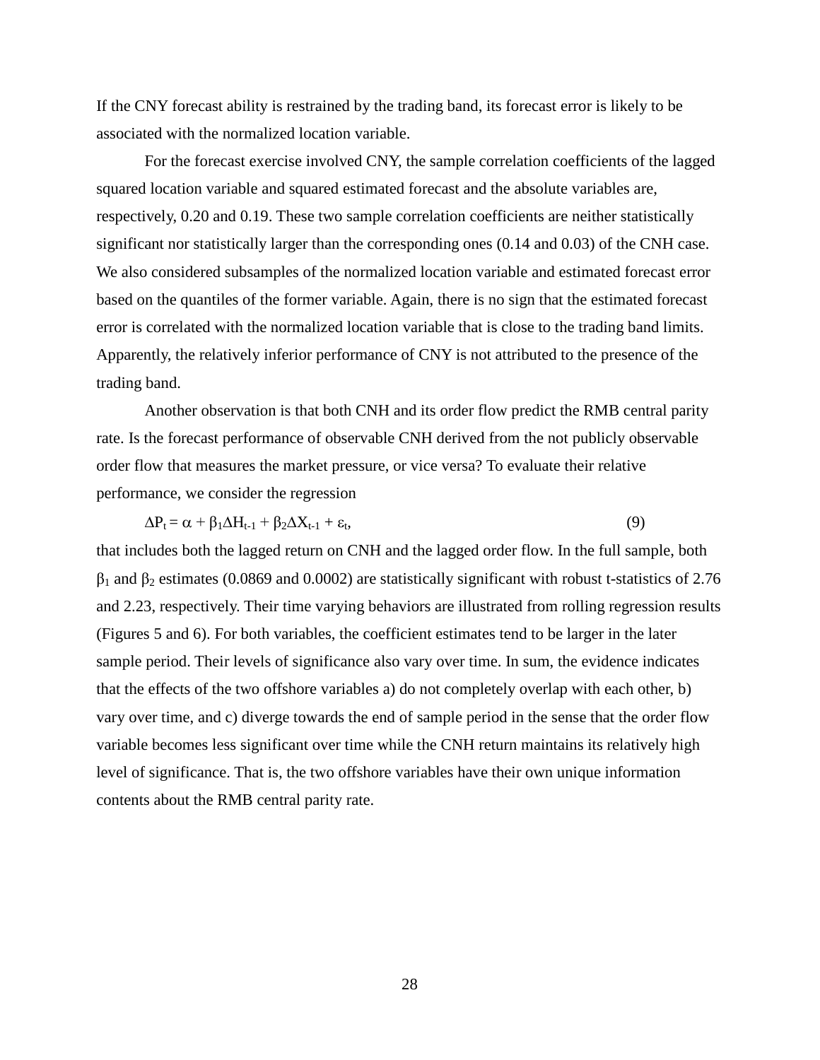If the CNY forecast ability is restrained by the trading band, its forecast error is likely to be associated with the normalized location variable.

For the forecast exercise involved CNY, the sample correlation coefficients of the lagged squared location variable and squared estimated forecast and the absolute variables are, respectively, 0.20 and 0.19. These two sample correlation coefficients are neither statistically significant nor statistically larger than the corresponding ones (0.14 and 0.03) of the CNH case. We also considered subsamples of the normalized location variable and estimated forecast error based on the quantiles of the former variable. Again, there is no sign that the estimated forecast error is correlated with the normalized location variable that is close to the trading band limits. Apparently, the relatively inferior performance of CNY is not attributed to the presence of the trading band.

Another observation is that both CNH and its order flow predict the RMB central parity rate. Is the forecast performance of observable CNH derived from the not publicly observable order flow that measures the market pressure, or vice versa? To evaluate their relative performance, we consider the regression

$$\Delta P_t = \alpha + \beta_1 \Delta H_{t-1} + \beta_2 \Delta X_{t-1} + \varepsilon_t, \tag{9}$$

that includes both the lagged return on CNH and the lagged order flow. In the full sample, both $\beta_1$ and $\beta_2$ estimates (0.0869 and 0.0002) are statistically significant with robust t-statistics of 2.76 and 2.23, respectively. Their time varying behaviors are illustrated from rolling regression results (Figures 5 and 6). For both variables, the coefficient estimates tend to be larger in the later sample period. Their levels of significance also vary over time. In sum, the evidence indicates that the effects of the two offshore variables a) do not completely overlap with each other, b) vary over time, and c) diverge towards the end of sample period in the sense that the order flow variable becomes less significant over time while the CNH return maintains its relatively high level of significance. That is, the two offshore variables have their own unique information contents about the RMB central parity rate.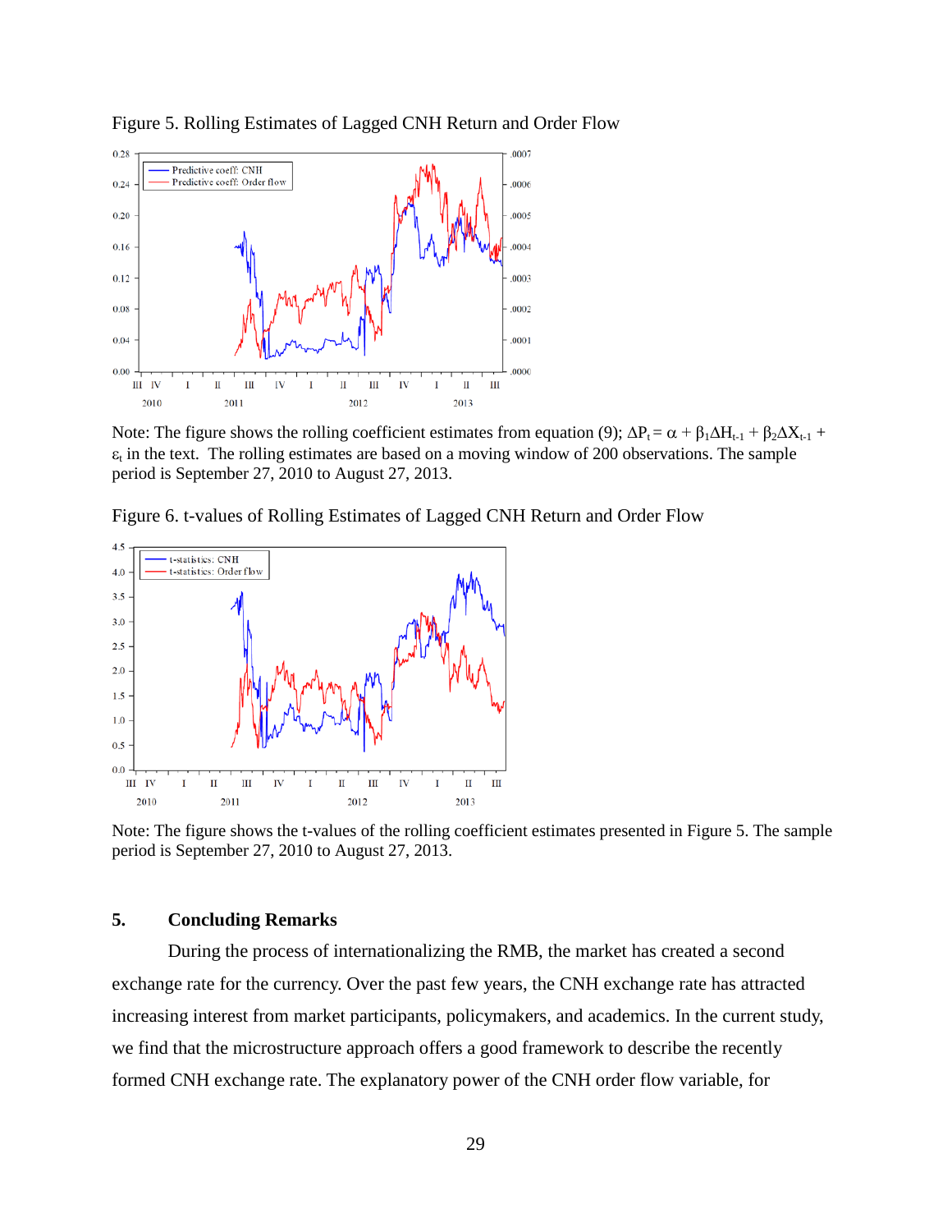Figure 5. Rolling Estimates of Lagged CNH Return and Order Flow

Note: The figure shows the rolling coefficient estimates from equation (9); $\Delta P_t = \alpha + \beta_1 \Delta H_{t-1} + \beta_2 \Delta X_{t-1} + \varepsilon_t$ in the text. The rolling estimates are based on a moving window of 200 observations. The sample period is September 27, 2010 to August 27, 2013.

Figure 6. t-values of Rolling Estimates of Lagged CNH Return and Order Flow

Note: The figure shows the t-values of the rolling coefficient estimates presented in Figure 5. The sample period is September 27, 2010 to August 27, 2013.

## 5. Concluding Remarks

During the process of internationalizing the RMB, the market has created a second exchange rate for the currency. Over the past few years, the CNH exchange rate has attracted increasing interest from market participants, policymakers, and academics. In the current study, we find that the microstructure approach offers a good framework to describe the recently formed CNH exchange rate. The explanatory power of the CNH order flow variable, for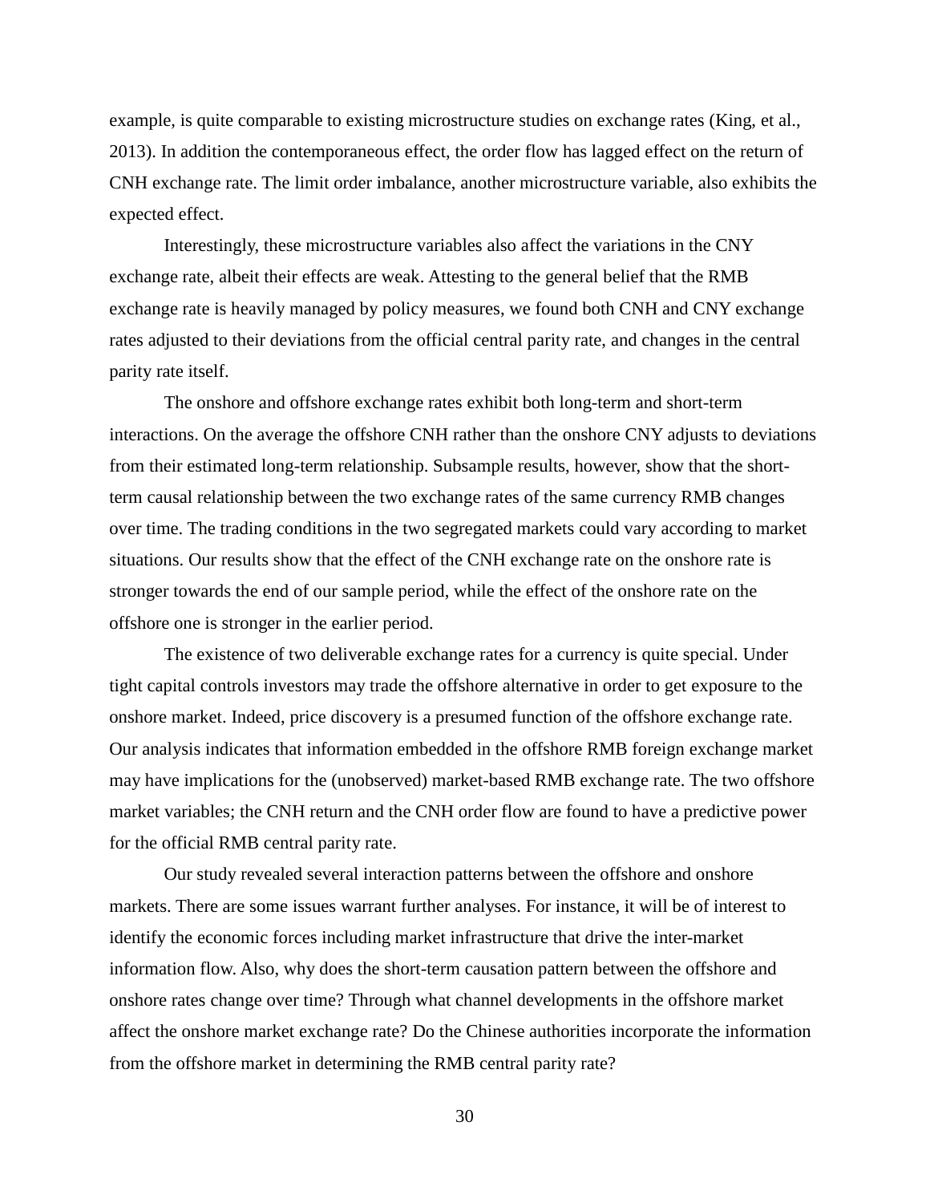example, is quite comparable to existing microstructure studies on exchange rates (King, et al., 2013). In addition the contemporaneous effect, the order flow has lagged effect on the return of CNH exchange rate. The limit order imbalance, another microstructure variable, also exhibits the expected effect.

Interestingly, these microstructure variables also affect the variations in the CNY exchange rate, albeit their effects are weak. Attesting to the general belief that the RMB exchange rate is heavily managed by policy measures, we found both CNH and CNY exchange rates adjusted to their deviations from the official central parity rate, and changes in the central parity rate itself.

The onshore and offshore exchange rates exhibit both long-term and short-term interactions. On the average the offshore CNH rather than the onshore CNY adjusts to deviations from their estimated long-term relationship. Subsample results, however, show that the short-term causal relationship between the two exchange rates of the same currency RMB changes over time. The trading conditions in the two segregated markets could vary according to market situations. Our results show that the effect of the CNH exchange rate on the onshore rate is stronger towards the end of our sample period, while the effect of the onshore rate on the offshore one is stronger in the earlier period.

The existence of two deliverable exchange rates for a currency is quite special. Under tight capital controls investors may trade the offshore alternative in order to get exposure to the onshore market. Indeed, price discovery is a presumed function of the offshore exchange rate. Our analysis indicates that information embedded in the offshore RMB foreign exchange market may have implications for the (unobserved) market-based RMB exchange rate. The two offshore market variables; the CNH return and the CNH order flow are found to have a predictive power for the official RMB central parity rate.

Our study revealed several interaction patterns between the offshore and onshore markets. There are some issues warrant further analyses. For instance, it will be of interest to identify the economic forces including market infrastructure that drive the inter-market information flow. Also, why does the short-term causation pattern between the offshore and onshore rates change over time? Through what channel developments in the offshore market affect the onshore market exchange rate? Do the Chinese authorities incorporate the information from the offshore market in determining the RMB central parity rate?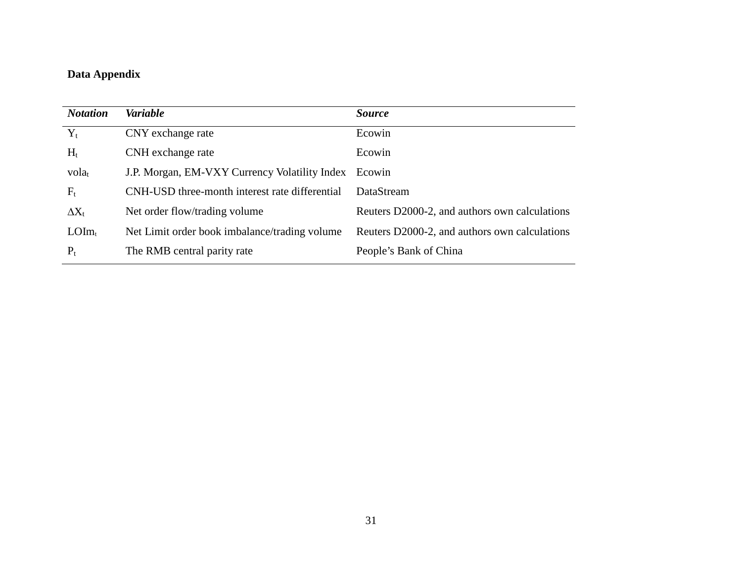**Data Appendix**

| *Notation* | *Variable* | *Source* |
|---|---|---|
| $Y_t$ | CNY exchange rate | Ecowin |
| $H_t$ | CNH exchange rate | Ecowin |
| $vola_t$ | J.P. Morgan, EM-VXY Currency Volatility Index | Ecowin |
| $F_t$ | CNH-USD three-month interest rate differential | DataStream |
| $\Delta X_t$ | Net order flow/trading volume | Reuters D2000-2, and authors own calculations |
| $LOIm_t$ | Net Limit order book imbalance/trading volume | Reuters D2000-2, and authors own calculations |
| $P_t$ | The RMB central parity rate | People's Bank of China |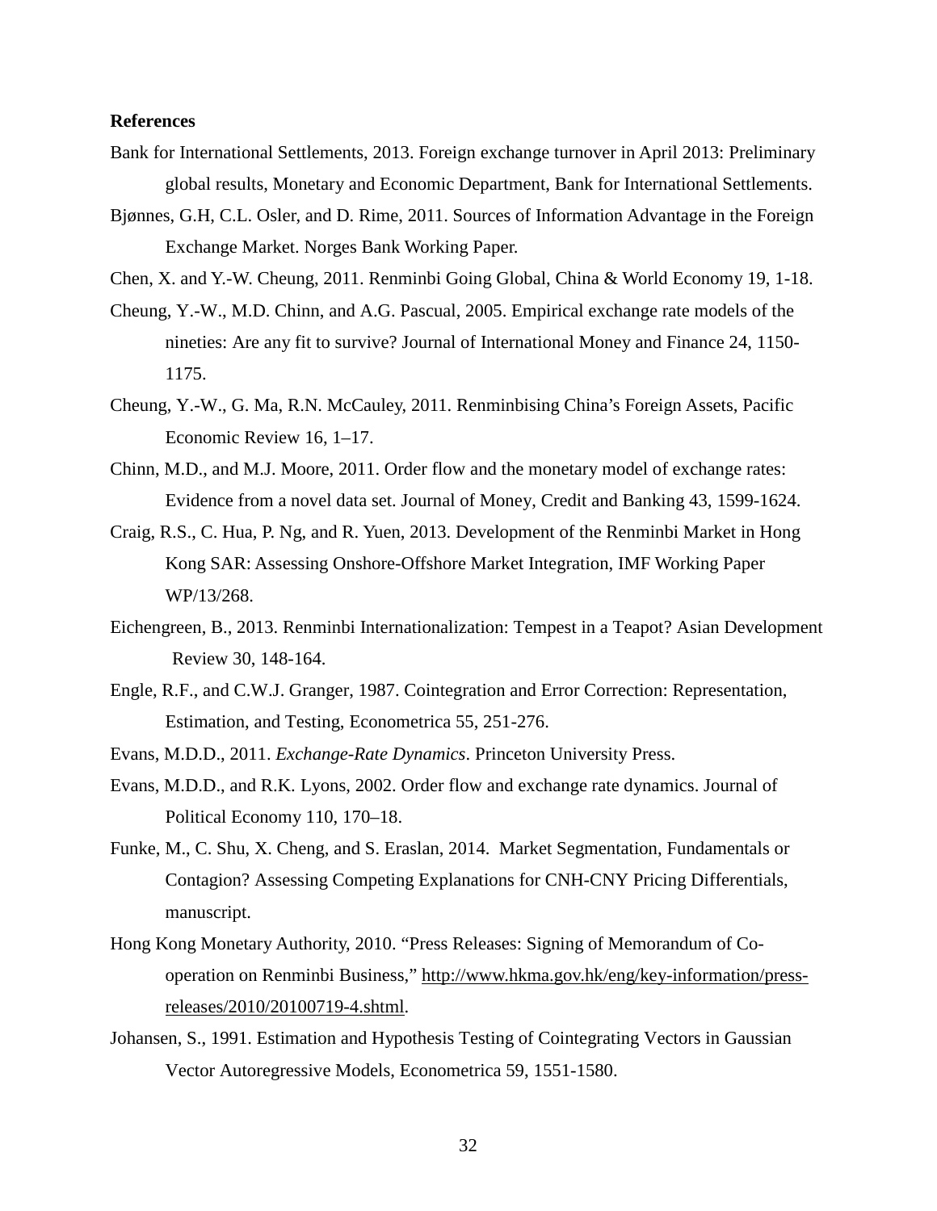**References**

Bank for International Settlements, 2013. Foreign exchange turnover in April 2013: Preliminary global results, Monetary and Economic Department, Bank for International Settlements.

Bjønnes, G.H, C.L. Osler, and D. Rime, 2011. Sources of Information Advantage in the Foreign Exchange Market. Norges Bank Working Paper.

Chen, X. and Y.-W. Cheung, 2011. Renminbi Going Global, China & World Economy 19, 1-18.

Cheung, Y.-W., M.D. Chinn, and A.G. Pascual, 2005. Empirical exchange rate models of the nineties: Are any fit to survive? Journal of International Money and Finance 24, 1150-1175.

Cheung, Y.-W., G. Ma, R.N. McCauley, 2011. Renminbising China's Foreign Assets, Pacific Economic Review 16, 1–17.

Chinn, M.D., and M.J. Moore, 2011. Order flow and the monetary model of exchange rates: Evidence from a novel data set. Journal of Money, Credit and Banking 43, 1599-1624.

Craig, R.S., C. Hua, P. Ng, and R. Yuen, 2013. Development of the Renminbi Market in Hong Kong SAR: Assessing Onshore-Offshore Market Integration, IMF Working Paper WP/13/268.

Eichengreen, B., 2013. Renminbi Internationalization: Tempest in a Teapot? Asian Development Review 30, 148-164.

Engle, R.F., and C.W.J. Granger, 1987. Cointegration and Error Correction: Representation, Estimation, and Testing, Econometrica 55, 251-276.

Evans, M.D.D., 2011. *Exchange-Rate Dynamics*. Princeton University Press.

Evans, M.D.D., and R.K. Lyons, 2002. Order flow and exchange rate dynamics. Journal of Political Economy 110, 170–18.

Funke, M., C. Shu, X. Cheng, and S. Eraslan, 2014. Market Segmentation, Fundamentals or Contagion? Assessing Competing Explanations for CNH-CNY Pricing Differentials, manuscript.

Hong Kong Monetary Authority, 2010. "Press Releases: Signing of Memorandum of Co-operation on Renminbi Business," http://www.hkma.gov.hk/eng/key-information/press-releases/2010/20100719-4.shtml.

Johansen, S., 1991. Estimation and Hypothesis Testing of Cointegrating Vectors in Gaussian Vector Autoregressive Models, Econometrica 59, 1551-1580.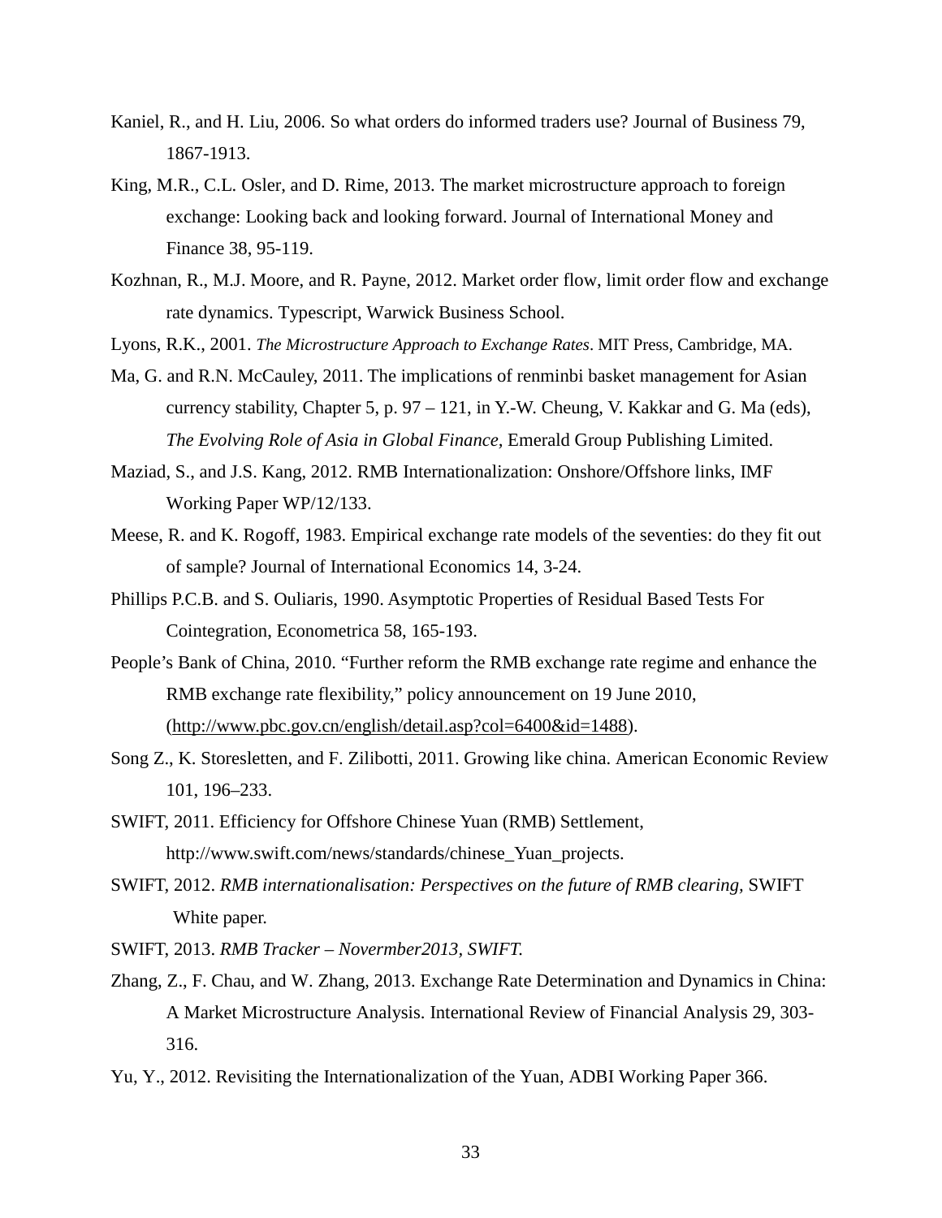Kaniel, R., and H. Liu, 2006. So what orders do informed traders use? Journal of Business 79, 1867-1913.

King, M.R., C.L. Osler, and D. Rime, 2013. The market microstructure approach to foreign exchange: Looking back and looking forward. Journal of International Money and Finance 38, 95-119.

Kozhnan, R., M.J. Moore, and R. Payne, 2012. Market order flow, limit order flow and exchange rate dynamics. Typescript, Warwick Business School.

Lyons, R.K., 2001. *The Microstructure Approach to Exchange Rates*. MIT Press, Cambridge, MA.

Ma, G. and R.N. McCauley, 2011. The implications of renminbi basket management for Asian currency stability, Chapter 5, p. 97 – 121, in Y.-W. Cheung, V. Kakkar and G. Ma (eds), *The Evolving Role of Asia in Global Finance,* Emerald Group Publishing Limited.

Maziad, S., and J.S. Kang, 2012. RMB Internationalization: Onshore/Offshore links, IMF Working Paper WP/12/133.

Meese, R. and K. Rogoff, 1983. Empirical exchange rate models of the seventies: do they fit out of sample? Journal of International Economics 14, 3-24.

Phillips P.C.B. and S. Ouliaris, 1990. Asymptotic Properties of Residual Based Tests For Cointegration, Econometrica 58, 165-193.

People's Bank of China, 2010. "Further reform the RMB exchange rate regime and enhance the RMB exchange rate flexibility," policy announcement on 19 June 2010, (http://www.pbc.gov.cn/english/detail.asp?col=6400&id=1488).

Song Z., K. Storesletten, and F. Zilibotti, 2011. Growing like china. American Economic Review 101, 196–233.

SWIFT, 2011. Efficiency for Offshore Chinese Yuan (RMB) Settlement, http://www.swift.com/news/standards/chinese_Yuan_projects.

SWIFT, 2012. *RMB internationalisation: Perspectives on the future of RMB clearing,* SWIFT White paper.

SWIFT, 2013. *RMB Tracker – Novermber2013, SWIFT.*

Zhang, Z., F. Chau, and W. Zhang, 2013. Exchange Rate Determination and Dynamics in China: A Market Microstructure Analysis. International Review of Financial Analysis 29, 303-316.

Yu, Y., 2012. Revisiting the Internationalization of the Yuan, ADBI Working Paper 366.